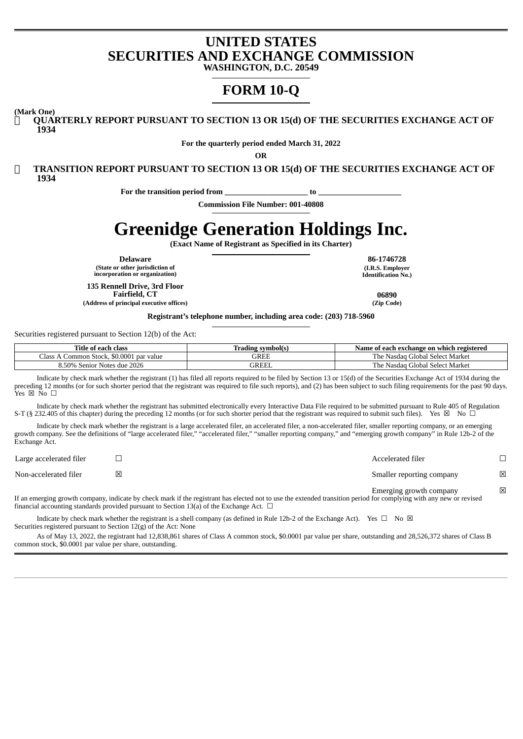# UNITED STATES
# SECURITIES AND EXCHANGE COMMISSION
**WASHINGTON, D.C. 20549**

# FORM 10-Q

**(Mark One)**

☒ **QUARTERLY REPORT PURSUANT TO SECTION 13 OR 15(d) OF THE SECURITIES EXCHANGE ACT OF 1934**

**For the quarterly period ended March 31, 2022**

**OR**

☐ **TRANSITION REPORT PURSUANT TO SECTION 13 OR 15(d) OF THE SECURITIES EXCHANGE ACT OF 1934**

**For the transition period from ____________________ to ____________________**

**Commission File Number: 001-40808**

# Greenidge Generation Holdings Inc.

**(Exact Name of Registrant as Specified in its Charter)**

| | |
|---|---|
| **Delaware** | **86-1746728** |
| **(State or other jurisdiction of incorporation or organization)** | **(I.R.S. Employer Identification No.)** |
| **135 Rennell Drive, 3rd Floor Fairfield, CT** | **06890** |
| **(Address of principal executive offices)** | **(Zip Code)** |

**Registrant's telephone number, including area code: (203) 718-5960**

Securities registered pursuant to Section 12(b) of the Act:

| Title of each class | Trading symbol(s) | Name of each exchange on which registered |
|---|---|---|
| Class A Common Stock, $0.0001 par value | GREE | The Nasdaq Global Select Market |
| 8.50% Senior Notes due 2026 | GREEL | The Nasdaq Global Select Market |

Indicate by check mark whether the registrant (1) has filed all reports required to be filed by Section 13 or 15(d) of the Securities Exchange Act of 1934 during the preceding 12 months (or for such shorter period that the registrant was required to file such reports), and (2) has been subject to such filing requirements for the past 90 days. Yes ☒ No ☐

Indicate by check mark whether the registrant has submitted electronically every Interactive Data File required to be submitted pursuant to Rule 405 of Regulation S-T (§ 232.405 of this chapter) during the preceding 12 months (or for such shorter period that the registrant was required to submit such files). Yes ☒ No ☐

Indicate by check mark whether the registrant is a large accelerated filer, an accelerated filer, a non-accelerated filer, smaller reporting company, or an emerging growth company. See the definitions of "large accelerated filer," "accelerated filer," "smaller reporting company," and "emerging growth company" in Rule 12b-2 of the Exchange Act.

| | | | |
|---|---|---|---|
| Large accelerated filer | ☐ | Accelerated filer | ☐ |
| Non-accelerated filer | ☒ | Smaller reporting company | ☒ |
| | | Emerging growth company | ☒ |

If an emerging growth company, indicate by check mark if the registrant has elected not to use the extended transition period for complying with any new or revised financial accounting standards provided pursuant to Section 13(a) of the Exchange Act. ☐

Indicate by check mark whether the registrant is a shell company (as defined in Rule 12b-2 of the Exchange Act). Yes ☐ No ☒

Securities registered pursuant to Section 12(g) of the Act: None

As of May 13, 2022, the registrant had 12,838,861 shares of Class A common stock, $0.0001 par value per share, outstanding and 28,526,372 shares of Class B common stock, $0.0001 par value per share, outstanding.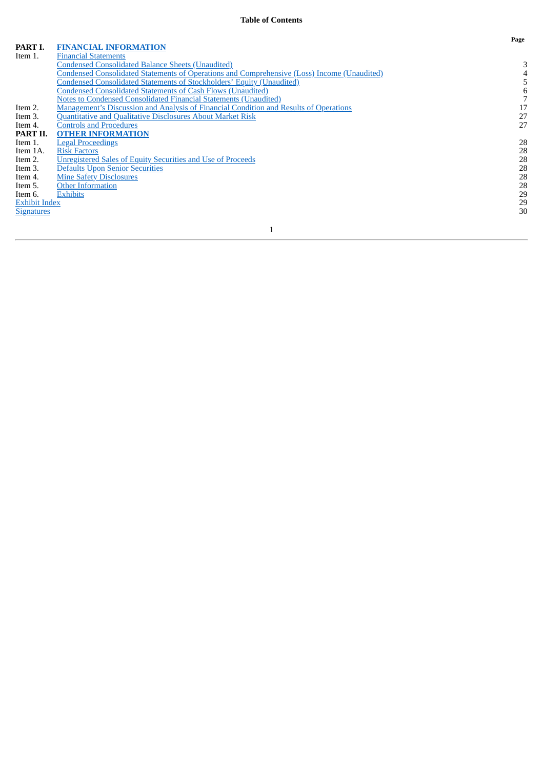# Table of Contents

| | | Page |
|---|---|---|
| **PART I.** | **FINANCIAL INFORMATION** | |
| Item 1. | Financial Statements | |
| | Condensed Consolidated Balance Sheets (Unaudited) | 3 |
| | Condensed Consolidated Statements of Operations and Comprehensive (Loss) Income (Unaudited) | 4 |
| | Condensed Consolidated Statements of Stockholders' Equity (Unaudited) | 5 |
| | Condensed Consolidated Statements of Cash Flows (Unaudited) | 6 |
| | Notes to Condensed Consolidated Financial Statements (Unaudited) | 7 |
| Item 2. | Management's Discussion and Analysis of Financial Condition and Results of Operations | 17 |
| Item 3. | Quantitative and Qualitative Disclosures About Market Risk | 27 |
| Item 4. | Controls and Procedures | 27 |
| **PART II.** | **OTHER INFORMATION** | |
| Item 1. | Legal Proceedings | 28 |
| Item 1A. | Risk Factors | 28 |
| Item 2. | Unregistered Sales of Equity Securities and Use of Proceeds | 28 |
| Item 3. | Defaults Upon Senior Securities | 28 |
| Item 4. | Mine Safety Disclosures | 28 |
| Item 5. | Other Information | 28 |
| Item 6. | Exhibits | 29 |
| Exhibit Index | | 29 |
| Signatures | | 30 |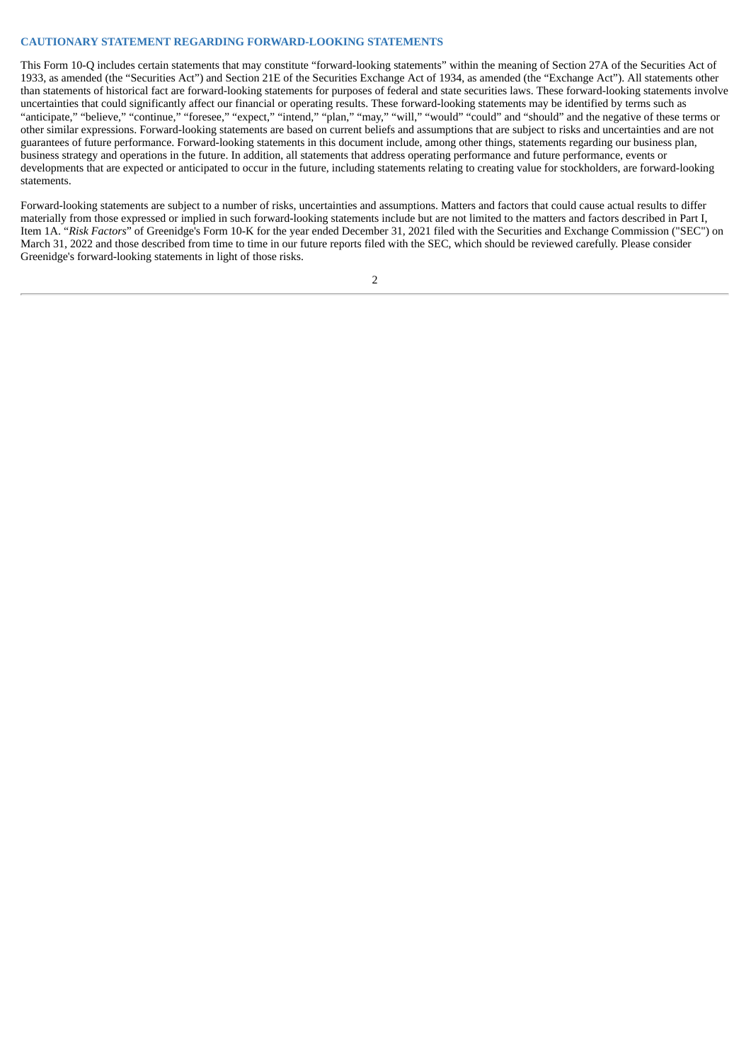## CAUTIONARY STATEMENT REGARDING FORWARD-LOOKING STATEMENTS

This Form 10-Q includes certain statements that may constitute "forward-looking statements" within the meaning of Section 27A of the Securities Act of 1933, as amended (the "Securities Act") and Section 21E of the Securities Exchange Act of 1934, as amended (the "Exchange Act"). All statements other than statements of historical fact are forward-looking statements for purposes of federal and state securities laws. These forward-looking statements involve uncertainties that could significantly affect our financial or operating results. These forward-looking statements may be identified by terms such as "anticipate," "believe," "continue," "foresee," "expect," "intend," "plan," "may," "will," "would" "could" and "should" and the negative of these terms or other similar expressions. Forward-looking statements are based on current beliefs and assumptions that are subject to risks and uncertainties and are not guarantees of future performance. Forward-looking statements in this document include, among other things, statements regarding our business plan, business strategy and operations in the future. In addition, all statements that address operating performance and future performance, events or developments that are expected or anticipated to occur in the future, including statements relating to creating value for stockholders, are forward-looking statements.

Forward-looking statements are subject to a number of risks, uncertainties and assumptions. Matters and factors that could cause actual results to differ materially from those expressed or implied in such forward-looking statements include but are not limited to the matters and factors described in Part I, Item 1A. "*Risk Factors*" of Greenidge's Form 10-K for the year ended December 31, 2021 filed with the Securities and Exchange Commission ("SEC") on March 31, 2022 and those described from time to time in our future reports filed with the SEC, which should be reviewed carefully. Please consider Greenidge's forward-looking statements in light of those risks.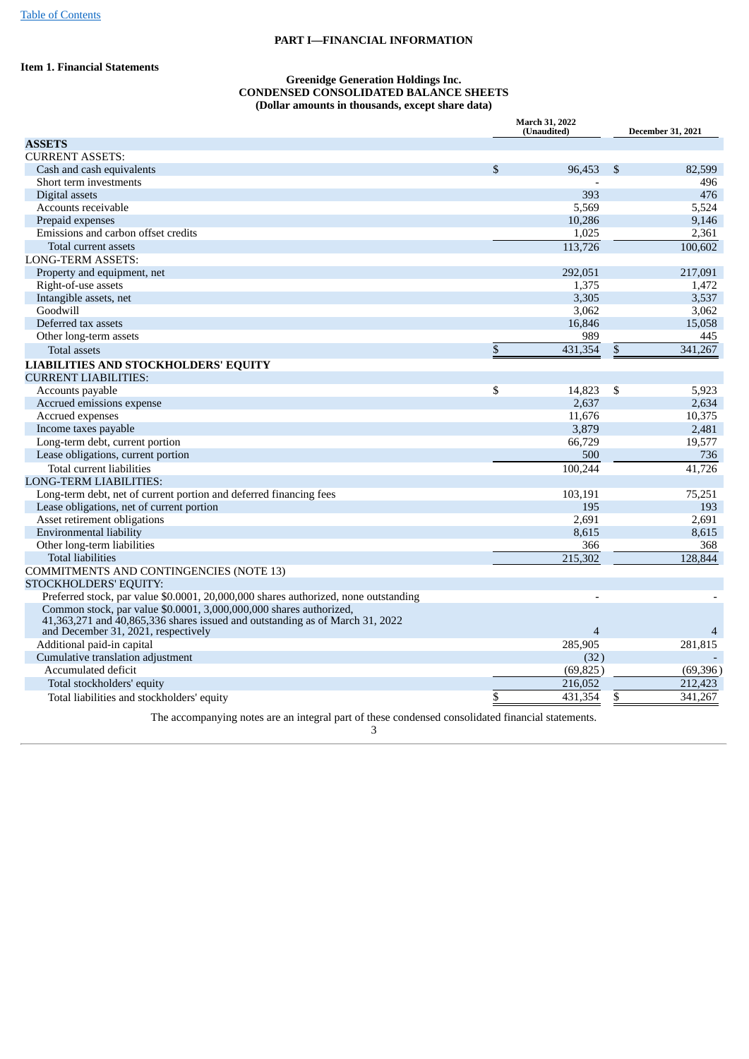# PART I—FINANCIAL INFORMATION

## Item 1. Financial Statements

### Greenidge Generation Holdings Inc.
### CONDENSED CONSOLIDATED BALANCE SHEETS
### (Dollar amounts in thousands, except share data)

| | March 31, 2022 (Unaudited) | December 31, 2021 |
|---|---|---|
| **ASSETS** | | |
| CURRENT ASSETS: | | |
| Cash and cash equivalents | $ 96,453 | $ 82,599 |
| Short term investments | - | 496 |
| Digital assets | 393 | 476 |
| Accounts receivable | 5,569 | 5,524 |
| Prepaid expenses | 10,286 | 9,146 |
| Emissions and carbon offset credits | 1,025 | 2,361 |
| Total current assets | 113,726 | 100,602 |
| LONG-TERM ASSETS: | | |
| Property and equipment, net | 292,051 | 217,091 |
| Right-of-use assets | 1,375 | 1,472 |
| Intangible assets, net | 3,305 | 3,537 |
| Goodwill | 3,062 | 3,062 |
| Deferred tax assets | 16,846 | 15,058 |
| Other long-term assets | 989 | 445 |
| Total assets | $ 431,354 | $ 341,267 |
| **LIABILITIES AND STOCKHOLDERS' EQUITY** | | |
| CURRENT LIABILITIES: | | |
| Accounts payable | $ 14,823 | $ 5,923 |
| Accrued emissions expense | 2,637 | 2,634 |
| Accrued expenses | 11,676 | 10,375 |
| Income taxes payable | 3,879 | 2,481 |
| Long-term debt, current portion | 66,729 | 19,577 |
| Lease obligations, current portion | 500 | 736 |
| Total current liabilities | 100,244 | 41,726 |
| LONG-TERM LIABILITIES: | | |
| Long-term debt, net of current portion and deferred financing fees | 103,191 | 75,251 |
| Lease obligations, net of current portion | 195 | 193 |
| Asset retirement obligations | 2,691 | 2,691 |
| Environmental liability | 8,615 | 8,615 |
| Other long-term liabilities | 366 | 368 |
| Total liabilities | 215,302 | 128,844 |
| COMMITMENTS AND CONTINGENCIES (NOTE 13) | | |
| STOCKHOLDERS' EQUITY: | | |
| Preferred stock, par value $0.0001, 20,000,000 shares authorized, none outstanding | - | - |
| Common stock, par value $0.0001, 3,000,000,000 shares authorized, 41,363,271 and 40,865,336 shares issued and outstanding as of March 31, 2022 and December 31, 2021, respectively | 4 | 4 |
| Additional paid-in capital | 285,905 | 281,815 |
| Cumulative translation adjustment | (32) | - |
| Accumulated deficit | (69,825) | (69,396) |
| Total stockholders' equity | 216,052 | 212,423 |
| Total liabilities and stockholders' equity | $ 431,354 | $ 341,267 |

The accompanying notes are an integral part of these condensed consolidated financial statements.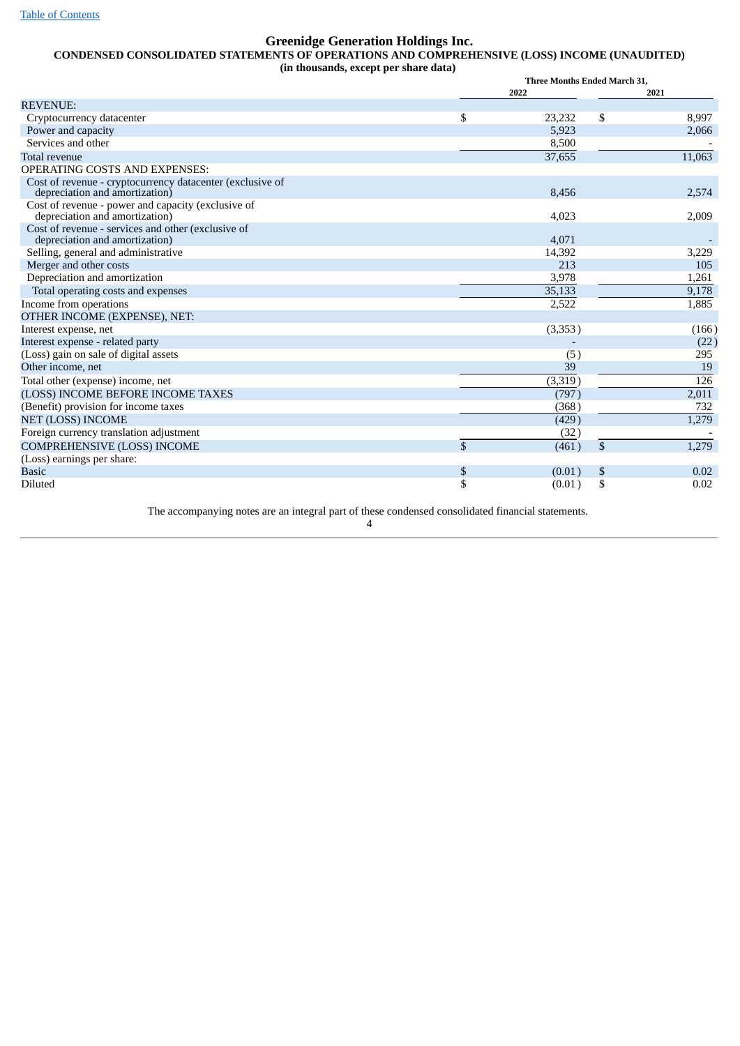[Table of Contents](#)

# Greenidge Generation Holdings Inc.

## CONDENSED CONSOLIDATED STATEMENTS OF OPERATIONS AND COMPREHENSIVE (LOSS) INCOME (UNAUDITED)

**(in thousands, except per share data)**

| | Three Months Ended March 31, | | | |
|---|---|---|---|---|
| | 2022 | | 2021 | |
| REVENUE: | | | | |
| Cryptocurrency datacenter | $ | 23,232 | $ | 8,997 |
| Power and capacity | | 5,923 | | 2,066 |
| Services and other | | 8,500 | | - |
| Total revenue | | 37,655 | | 11,063 |
| OPERATING COSTS AND EXPENSES: | | | | |
| Cost of revenue - cryptocurrency datacenter (exclusive of depreciation and amortization) | | 8,456 | | 2,574 |
| Cost of revenue - power and capacity (exclusive of depreciation and amortization) | | 4,023 | | 2,009 |
| Cost of revenue - services and other (exclusive of depreciation and amortization) | | 4,071 | | - |
| Selling, general and administrative | | 14,392 | | 3,229 |
| Merger and other costs | | 213 | | 105 |
| Depreciation and amortization | | 3,978 | | 1,261 |
| Total operating costs and expenses | | 35,133 | | 9,178 |
| Income from operations | | 2,522 | | 1,885 |
| OTHER INCOME (EXPENSE), NET: | | | | |
| Interest expense, net | | (3,353) | | (166) |
| Interest expense - related party | | - | | (22) |
| (Loss) gain on sale of digital assets | | (5) | | 295 |
| Other income, net | | 39 | | 19 |
| Total other (expense) income, net | | (3,319) | | 126 |
| (LOSS) INCOME BEFORE INCOME TAXES | | (797) | | 2,011 |
| (Benefit) provision for income taxes | | (368) | | 732 |
| NET (LOSS) INCOME | | (429) | | 1,279 |
| Foreign currency translation adjustment | | (32) | | - |
| COMPREHENSIVE (LOSS) INCOME | $ | (461) | $ | 1,279 |
| (Loss) earnings per share: | | | | |
| Basic | $ | (0.01) | $ | 0.02 |
| Diluted | $ | (0.01) | $ | 0.02 |

The accompanying notes are an integral part of these condensed consolidated financial statements.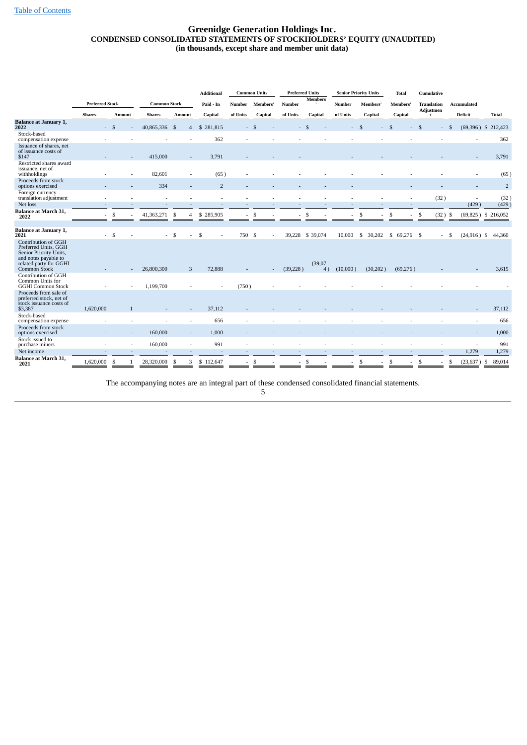[Table of Contents](#)

# Greenidge Generation Holdings Inc.
## CONDENSED CONSOLIDATED STATEMENTS OF STOCKHOLDERS' EQUITY (UNAUDITED)
### (in thousands, except share and member unit data)

| | Preferred Stock | | Common Stock | | Additional Paid - In | Common Units | | Preferred Units | | Senior Priority Units | | Total Members' | Cumulative Translation | Accumulated | |
|---|---|---|---|---|---|---|---|---|---|---|---|---|---|---|---|
| | Shares | Amount | Shares | Amount | Capital | Number of Units | Members' Capital | Number of Units | Members' Capital | Number of Units | Members' Capital | Capital | Adjustment | Deficit | Total |
| **Balance at January 1, 2022** | - | $ - | 40,865,336 | $ 4 | $ 281,815 | - | $ - | - | $ - | - | $ - | $ - | $ - | $ (69,396) | $ 212,423 |
| Stock-based compensation expense | - | - | - | - | 362 | - | - | - | - | - | - | - | - | - | 362 |
| Issuance of shares, net of issuance costs of $147 | - | - | 415,000 | - | 3,791 | - | - | - | - | - | - | - | - | - | 3,791 |
| Restricted shares award issuance, net of withholdings | - | - | 82,601 | - | (65) | - | - | - | - | - | - | - | - | - | (65) |
| Proceeds from stock options exercised | - | - | 334 | - | 2 | - | - | - | - | - | - | - | - | - | 2 |
| Foreign currency translation adjustment | - | - | - | - | - | - | - | - | - | - | - | - | (32) | - | (32) |
| Net loss | - | - | - | - | - | - | - | - | - | - | - | - | - | (429) | (429) |
| **Balance at March 31, 2022** | - | $ - | 41,363,271 | $ 4 | $ 285,905 | - | $ - | - | $ - | - | $ - | $ - | $ (32) | $ (69,825) | $ 216,052 |
| | | | | | | | | | | | | | | | |
| **Balance at January 1, 2021** | - | $ - | - | $ - | $ - | 750 | $ - | 39,228 | $ 39,074 | 10,000 | $ 30,202 | $ 69,276 | $ - | $ (24,916) | $ 44,360 |
| Contribution of GGH Preferred Units, GGH Senior Priority Units, and notes payable to related party for GGHI Common Stock | - | - | 26,800,300 | 3 | 72,888 | - | - | (39,228) | (39,074) | (10,000) | (30,202) | (69,276) | - | - | 3,615 |
| Contribution of GGH Common Units for GGHI Common Stock | - | - | 1,199,700 | - | - | (750) | - | - | - | - | - | - | - | - | - |
| Proceeds from sale of preferred stock, net of stock issuance costs of $3,387 | 1,620,000 | 1 | - | - | 37,112 | - | - | - | - | - | - | - | - | - | 37,112 |
| Stock-based compensation expense | - | - | - | - | 656 | - | - | - | - | - | - | - | - | - | 656 |
| Proceeds from stock options exercised | - | - | 160,000 | - | 1,000 | - | - | - | - | - | - | - | - | - | 1,000 |
| Stock issued to purchase miners | - | - | 160,000 | - | 991 | - | - | - | - | - | - | - | - | - | 991 |
| Net income | - | - | - | - | - | - | - | - | - | - | - | - | - | 1,279 | 1,279 |
| **Balance at March 31, 2021** | 1,620,000 | $ 1 | 28,320,000 | $ 3 | $ 112,647 | - | $ - | - | $ - | - | $ - | $ - | $ - | $ (23,637) | $ 89,014 |

The accompanying notes are an integral part of these condensed consolidated financial statements.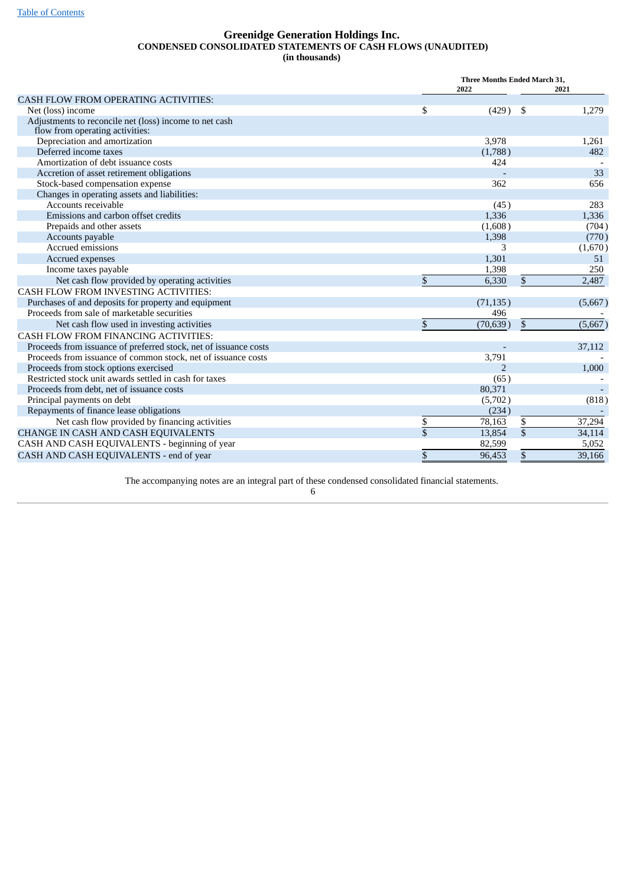# Greenidge Generation Holdings Inc.
## CONDENSED CONSOLIDATED STATEMENTS OF CASH FLOWS (UNAUDITED)
### (in thousands)

| | Three Months Ended March 31, | |
|---|---|---|
| | 2022 | 2021 |
| CASH FLOW FROM OPERATING ACTIVITIES: | | |
| Net (loss) income | $ (429) | $ 1,279 |
| Adjustments to reconcile net (loss) income to net cash flow from operating activities: | | |
| Depreciation and amortization | 3,978 | 1,261 |
| Deferred income taxes | (1,788) | 482 |
| Amortization of debt issuance costs | 424 | - |
| Accretion of asset retirement obligations | - | 33 |
| Stock-based compensation expense | 362 | 656 |
| Changes in operating assets and liabilities: | | |
| Accounts receivable | (45) | 283 |
| Emissions and carbon offset credits | 1,336 | 1,336 |
| Prepaids and other assets | (1,608) | (704) |
| Accounts payable | 1,398 | (770) |
| Accrued emissions | 3 | (1,670) |
| Accrued expenses | 1,301 | 51 |
| Income taxes payable | 1,398 | 250 |
| Net cash flow provided by operating activities | $ 6,330 | $ 2,487 |
| CASH FLOW FROM INVESTING ACTIVITIES: | | |
| Purchases of and deposits for property and equipment | (71,135) | (5,667) |
| Proceeds from sale of marketable securities | 496 | - |
| Net cash flow used in investing activities | $ (70,639) | $ (5,667) |
| CASH FLOW FROM FINANCING ACTIVITIES: | | |
| Proceeds from issuance of preferred stock, net of issuance costs | - | 37,112 |
| Proceeds from issuance of common stock, net of issuance costs | 3,791 | - |
| Proceeds from stock options exercised | 2 | 1,000 |
| Restricted stock unit awards settled in cash for taxes | (65) | - |
| Proceeds from debt, net of issuance costs | 80,371 | - |
| Principal payments on debt | (5,702) | (818) |
| Repayments of finance lease obligations | (234) | - |
| Net cash flow provided by financing activities | $ 78,163 | $ 37,294 |
| CHANGE IN CASH AND CASH EQUIVALENTS | $ 13,854 | $ 34,114 |
| CASH AND CASH EQUIVALENTS - beginning of year | 82,599 | 5,052 |
| CASH AND CASH EQUIVALENTS - end of year | $ 96,453 | $ 39,166 |

The accompanying notes are an integral part of these condensed consolidated financial statements.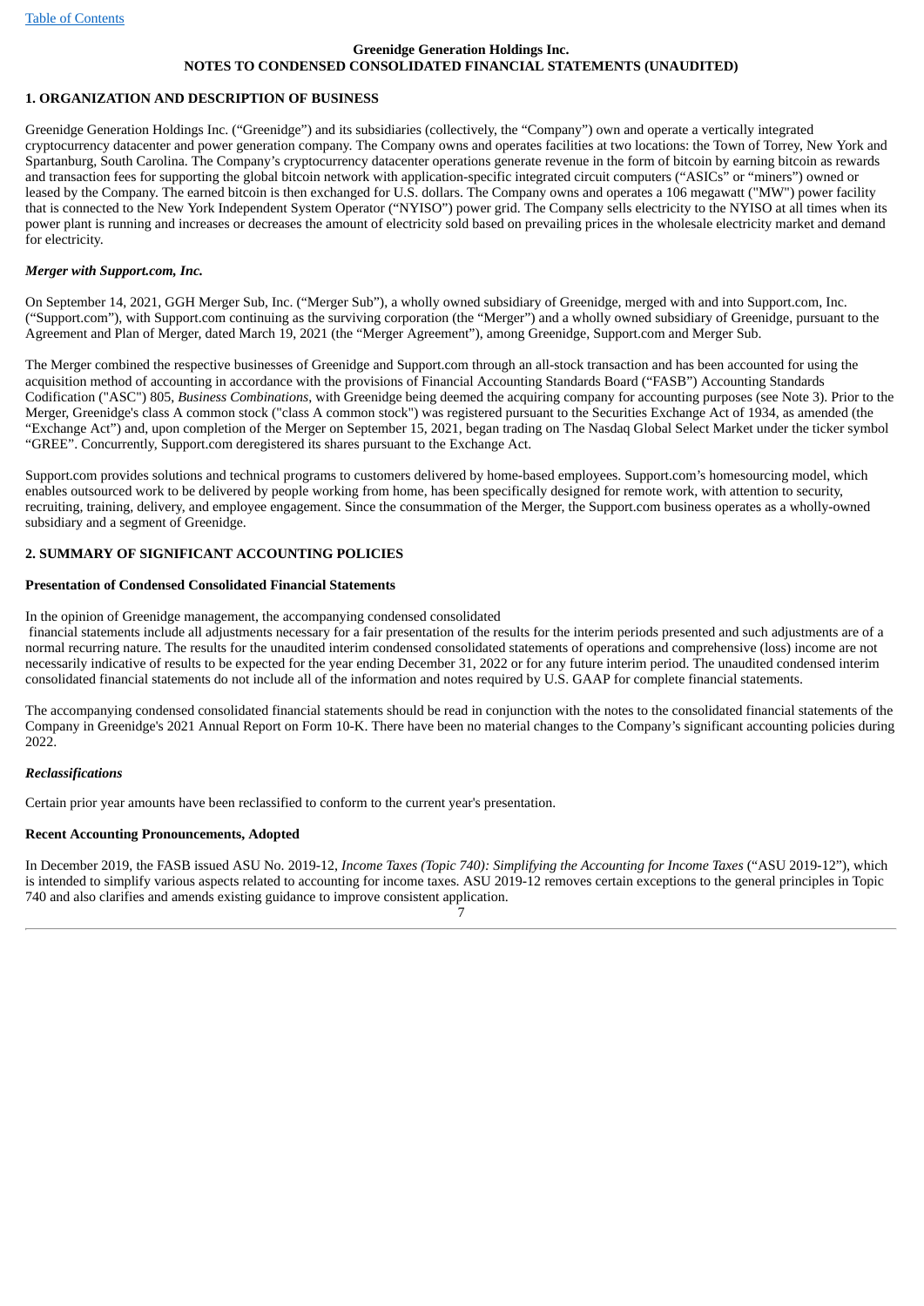**Greenidge Generation Holdings Inc.**
**NOTES TO CONDENSED CONSOLIDATED FINANCIAL STATEMENTS (UNAUDITED)**

## 1. ORGANIZATION AND DESCRIPTION OF BUSINESS

Greenidge Generation Holdings Inc. ("Greenidge") and its subsidiaries (collectively, the "Company") own and operate a vertically integrated cryptocurrency datacenter and power generation company. The Company owns and operates facilities at two locations: the Town of Torrey, New York and Spartanburg, South Carolina. The Company's cryptocurrency datacenter operations generate revenue in the form of bitcoin by earning bitcoin as rewards and transaction fees for supporting the global bitcoin network with application-specific integrated circuit computers ("ASICs" or "miners") owned or leased by the Company. The earned bitcoin is then exchanged for U.S. dollars. The Company owns and operates a 106 megawatt ("MW") power facility that is connected to the New York Independent System Operator ("NYISO") power grid. The Company sells electricity to the NYISO at all times when its power plant is running and increases or decreases the amount of electricity sold based on prevailing prices in the wholesale electricity market and demand for electricity.

### *Merger with Support.com, Inc.*

On September 14, 2021, GGH Merger Sub, Inc. ("Merger Sub"), a wholly owned subsidiary of Greenidge, merged with and into Support.com, Inc. ("Support.com"), with Support.com continuing as the surviving corporation (the "Merger") and a wholly owned subsidiary of Greenidge, pursuant to the Agreement and Plan of Merger, dated March 19, 2021 (the "Merger Agreement"), among Greenidge, Support.com and Merger Sub.

The Merger combined the respective businesses of Greenidge and Support.com through an all-stock transaction and has been accounted for using the acquisition method of accounting in accordance with the provisions of Financial Accounting Standards Board ("FASB") Accounting Standards Codification ("ASC") 805, *Business Combinations*, with Greenidge being deemed the acquiring company for accounting purposes (see Note 3). Prior to the Merger, Greenidge's class A common stock ("class A common stock") was registered pursuant to the Securities Exchange Act of 1934, as amended (the "Exchange Act") and, upon completion of the Merger on September 15, 2021, began trading on The Nasdaq Global Select Market under the ticker symbol "GREE". Concurrently, Support.com deregistered its shares pursuant to the Exchange Act.

Support.com provides solutions and technical programs to customers delivered by home-based employees. Support.com's homesourcing model, which enables outsourced work to be delivered by people working from home, has been specifically designed for remote work, with attention to security, recruiting, training, delivery, and employee engagement. Since the consummation of the Merger, the Support.com business operates as a wholly-owned subsidiary and a segment of Greenidge.

## 2. SUMMARY OF SIGNIFICANT ACCOUNTING POLICIES

### Presentation of Condensed Consolidated Financial Statements

In the opinion of Greenidge management, the accompanying condensed consolidated financial statements include all adjustments necessary for a fair presentation of the results for the interim periods presented and such adjustments are of a normal recurring nature. The results for the unaudited interim condensed consolidated statements of operations and comprehensive (loss) income are not necessarily indicative of results to be expected for the year ending December 31, 2022 or for any future interim period. The unaudited condensed interim consolidated financial statements do not include all of the information and notes required by U.S. GAAP for complete financial statements.

The accompanying condensed consolidated financial statements should be read in conjunction with the notes to the consolidated financial statements of the Company in Greenidge's 2021 Annual Report on Form 10-K. There have been no material changes to the Company's significant accounting policies during 2022.

### *Reclassifications*

Certain prior year amounts have been reclassified to conform to the current year's presentation.

### Recent Accounting Pronouncements, Adopted

In December 2019, the FASB issued ASU No. 2019-12, *Income Taxes (Topic 740): Simplifying the Accounting for Income Taxes* ("ASU 2019-12"), which is intended to simplify various aspects related to accounting for income taxes. ASU 2019-12 removes certain exceptions to the general principles in Topic 740 and also clarifies and amends existing guidance to improve consistent application.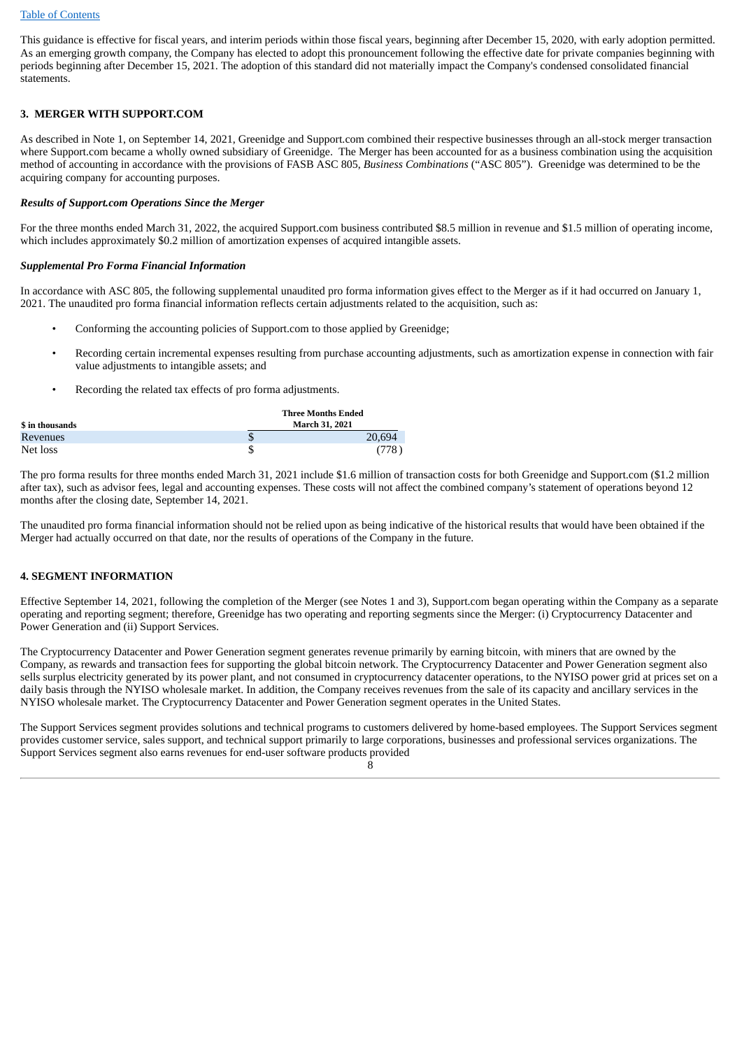This guidance is effective for fiscal years, and interim periods within those fiscal years, beginning after December 15, 2020, with early adoption permitted. As an emerging growth company, the Company has elected to adopt this pronouncement following the effective date for private companies beginning with periods beginning after December 15, 2021. The adoption of this standard did not materially impact the Company's condensed consolidated financial statements.

## 3. MERGER WITH SUPPORT.COM

As described in Note 1, on September 14, 2021, Greenidge and Support.com combined their respective businesses through an all-stock merger transaction where Support.com became a wholly owned subsidiary of Greenidge. The Merger has been accounted for as a business combination using the acquisition method of accounting in accordance with the provisions of FASB ASC 805, *Business Combinations* ("ASC 805"). Greenidge was determined to be the acquiring company for accounting purposes.

***Results of Support.com Operations Since the Merger***

For the three months ended March 31, 2022, the acquired Support.com business contributed $8.5 million in revenue and $1.5 million of operating income, which includes approximately $0.2 million of amortization expenses of acquired intangible assets.

***Supplemental Pro Forma Financial Information***

In accordance with ASC 805, the following supplemental unaudited pro forma information gives effect to the Merger as if it had occurred on January 1, 2021. The unaudited pro forma financial information reflects certain adjustments related to the acquisition, such as:

- Conforming the accounting policies of Support.com to those applied by Greenidge;
- Recording certain incremental expenses resulting from purchase accounting adjustments, such as amortization expense in connection with fair value adjustments to intangible assets; and
- Recording the related tax effects of pro forma adjustments.

| $ in thousands | Three Months Ended March 31, 2021 |
|---|---|
| Revenues | $ 20,694 |
| Net loss | $ (778) |

The pro forma results for three months ended March 31, 2021 include $1.6 million of transaction costs for both Greenidge and Support.com ($1.2 million after tax), such as advisor fees, legal and accounting expenses. These costs will not affect the combined company's statement of operations beyond 12 months after the closing date, September 14, 2021.

The unaudited pro forma financial information should not be relied upon as being indicative of the historical results that would have been obtained if the Merger had actually occurred on that date, nor the results of operations of the Company in the future.

## 4. SEGMENT INFORMATION

Effective September 14, 2021, following the completion of the Merger (see Notes 1 and 3), Support.com began operating within the Company as a separate operating and reporting segment; therefore, Greenidge has two operating and reporting segments since the Merger: (i) Cryptocurrency Datacenter and Power Generation and (ii) Support Services.

The Cryptocurrency Datacenter and Power Generation segment generates revenue primarily by earning bitcoin, with miners that are owned by the Company, as rewards and transaction fees for supporting the global bitcoin network. The Cryptocurrency Datacenter and Power Generation segment also sells surplus electricity generated by its power plant, and not consumed in cryptocurrency datacenter operations, to the NYISO power grid at prices set on a daily basis through the NYISO wholesale market. In addition, the Company receives revenues from the sale of its capacity and ancillary services in the NYISO wholesale market. The Cryptocurrency Datacenter and Power Generation segment operates in the United States.

The Support Services segment provides solutions and technical programs to customers delivered by home-based employees. The Support Services segment provides customer service, sales support, and technical support primarily to large corporations, businesses and professional services organizations. The Support Services segment also earns revenues for end-user software products provided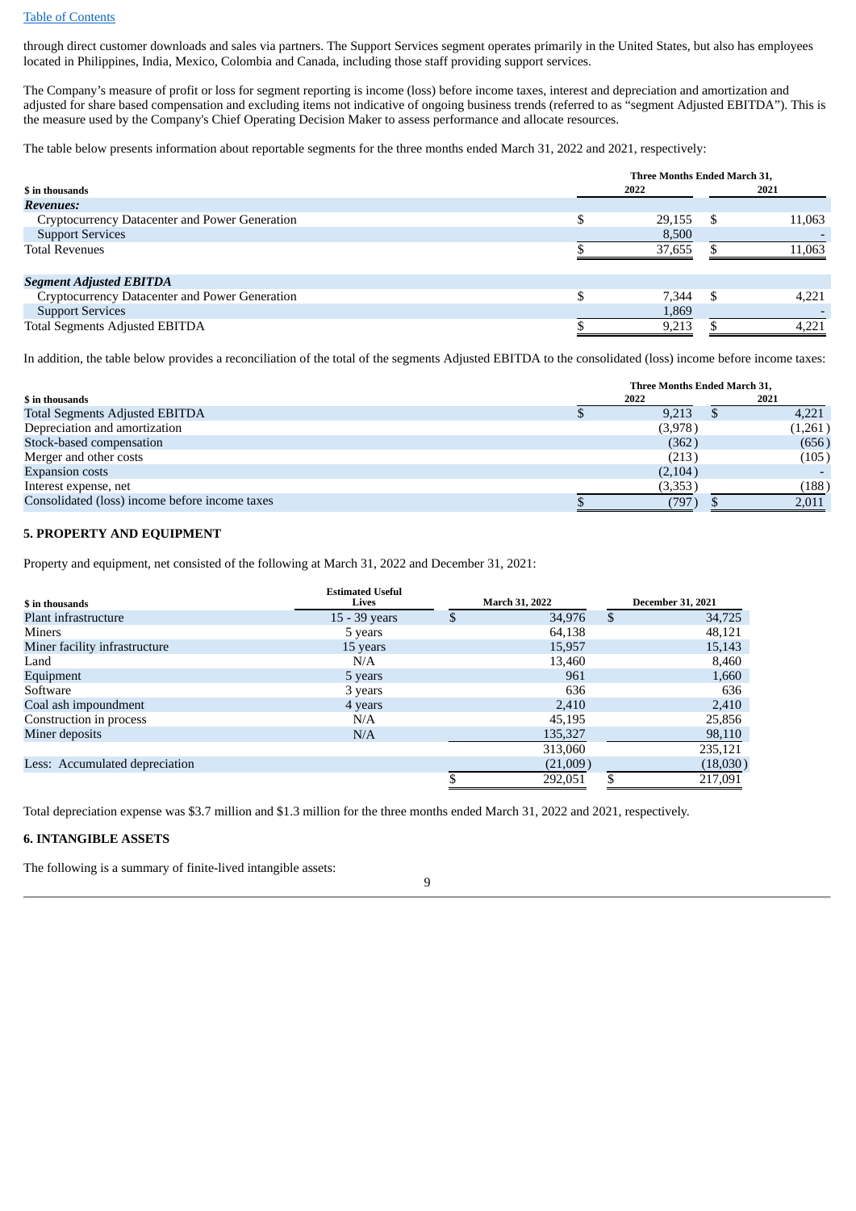through direct customer downloads and sales via partners. The Support Services segment operates primarily in the United States, but also has employees located in Philippines, India, Mexico, Colombia and Canada, including those staff providing support services.

The Company's measure of profit or loss for segment reporting is income (loss) before income taxes, interest and depreciation and amortization and adjusted for share based compensation and excluding items not indicative of ongoing business trends (referred to as "segment Adjusted EBITDA"). This is the measure used by the Company's Chief Operating Decision Maker to assess performance and allocate resources.

The table below presents information about reportable segments for the three months ended March 31, 2022 and 2021, respectively:

| $ in thousands | Three Months Ended March 31, 2022 | Three Months Ended March 31, 2021 |
|---|---|---|
| ***Revenues:*** | | |
| Cryptocurrency Datacenter and Power Generation | $ 29,155 | $ 11,063 |
| Support Services | 8,500 | - |
| Total Revenues | $ 37,655 | $ 11,063 |
| | | |
| ***Segment Adjusted EBITDA*** | | |
| Cryptocurrency Datacenter and Power Generation | $ 7,344 | $ 4,221 |
| Support Services | 1,869 | - |
| Total Segments Adjusted EBITDA | $ 9,213 | $ 4,221 |

In addition, the table below provides a reconciliation of the total of the segments Adjusted EBITDA to the consolidated (loss) income before income taxes:

| $ in thousands | Three Months Ended March 31, 2022 | Three Months Ended March 31, 2021 |
|---|---|---|
| Total Segments Adjusted EBITDA | $ 9,213 | $ 4,221 |
| Depreciation and amortization | (3,978) | (1,261) |
| Stock-based compensation | (362) | (656) |
| Merger and other costs | (213) | (105) |
| Expansion costs | (2,104) | - |
| Interest expense, net | (3,353) | (188) |
| Consolidated (loss) income before income taxes | $ (797) | $ 2,011 |

## 5. PROPERTY AND EQUIPMENT

Property and equipment, net consisted of the following at March 31, 2022 and December 31, 2021:

| $ in thousands | Estimated Useful Lives | March 31, 2022 | December 31, 2021 |
|---|---|---|---|
| Plant infrastructure | 15 - 39 years | $ 34,976 | $ 34,725 |
| Miners | 5 years | 64,138 | 48,121 |
| Miner facility infrastructure | 15 years | 15,957 | 15,143 |
| Land | N/A | 13,460 | 8,460 |
| Equipment | 5 years | 961 | 1,660 |
| Software | 3 years | 636 | 636 |
| Coal ash impoundment | 4 years | 2,410 | 2,410 |
| Construction in process | N/A | 45,195 | 25,856 |
| Miner deposits | N/A | 135,327 | 98,110 |
| | | 313,060 | 235,121 |
| Less: Accumulated depreciation | | (21,009) | (18,030) |
| | | $ 292,051 | $ 217,091 |

Total depreciation expense was $3.7 million and $1.3 million for the three months ended March 31, 2022 and 2021, respectively.

## 6. INTANGIBLE ASSETS

The following is a summary of finite-lived intangible assets: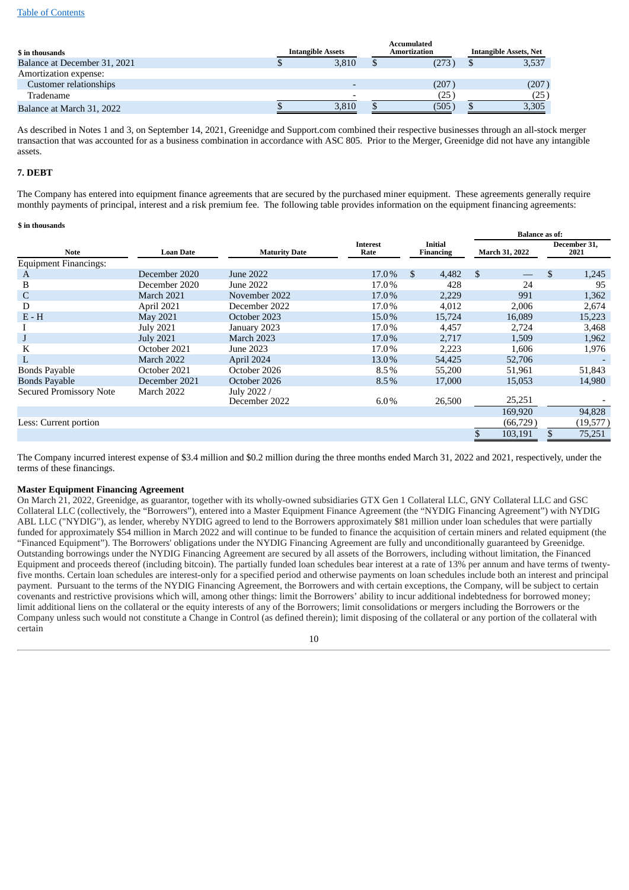| $ in thousands | Intangible Assets | Accumulated Amortization | Intangible Assets, Net |
|---|---|---|---|
| Balance at December 31, 2021 | $ 3,810 | $ (273) | $ 3,537 |
| Amortization expense: | | | |
| Customer relationships | - | (207) | (207) |
| Tradename | - | (25) | (25) |
| Balance at March 31, 2022 | $ 3,810 | $ (505) | $ 3,305 |

As described in Notes 1 and 3, on September 14, 2021, Greenidge and Support.com combined their respective businesses through an all-stock merger transaction that was accounted for as a business combination in accordance with ASC 805. Prior to the Merger, Greenidge did not have any intangible assets.

## 7. DEBT

The Company has entered into equipment finance agreements that are secured by the purchased miner equipment. These agreements generally require monthly payments of principal, interest and a risk premium fee. The following table provides information on the equipment financing agreements:

**$ in thousands**

| | | | | | Balance as of: | |
|---|---|---|---|---|---|---|
| Note | Loan Date | Maturity Date | Interest Rate | Initial Financing | March 31, 2022 | December 31, 2021 |
| Equipment Financings: | | | | | | |
| A | December 2020 | June 2022 | 17.0% | $ 4,482 | $ — | $ 1,245 |
| B | December 2020 | June 2022 | 17.0% | 428 | 24 | 95 |
| C | March 2021 | November 2022 | 17.0% | 2,229 | 991 | 1,362 |
| D | April 2021 | December 2022 | 17.0% | 4,012 | 2,006 | 2,674 |
| E - H | May 2021 | October 2023 | 15.0% | 15,724 | 16,089 | 15,223 |
| I | July 2021 | January 2023 | 17.0% | 4,457 | 2,724 | 3,468 |
| J | July 2021 | March 2023 | 17.0% | 2,717 | 1,509 | 1,962 |
| K | October 2021 | June 2023 | 17.0% | 2,223 | 1,606 | 1,976 |
| L | March 2022 | April 2024 | 13.0% | 54,425 | 52,706 | - |
| Bonds Payable | October 2021 | October 2026 | 8.5% | 55,200 | 51,961 | 51,843 |
| Bonds Payable | December 2021 | October 2026 | 8.5% | 17,000 | 15,053 | 14,980 |
| Secured Promissory Note | March 2022 | July 2022 / December 2022 | 6.0% | 26,500 | 25,251 | - |
| | | | | | 169,920 | 94,828 |
| Less: Current portion | | | | | (66,729) | (19,577) |
| | | | | | $ 103,191 | $ 75,251 |

The Company incurred interest expense of $3.4 million and $0.2 million during the three months ended March 31, 2022 and 2021, respectively, under the terms of these financings.

**Master Equipment Financing Agreement**

On March 21, 2022, Greenidge, as guarantor, together with its wholly-owned subsidiaries GTX Gen 1 Collateral LLC, GNY Collateral LLC and GSC Collateral LLC (collectively, the "Borrowers"), entered into a Master Equipment Finance Agreement (the "NYDIG Financing Agreement") with NYDIG ABL LLC ("NYDIG"), as lender, whereby NYDIG agreed to lend to the Borrowers approximately $81 million under loan schedules that were partially funded for approximately $54 million in March 2022 and will continue to be funded to finance the acquisition of certain miners and related equipment (the "Financed Equipment"). The Borrowers' obligations under the NYDIG Financing Agreement are fully and unconditionally guaranteed by Greenidge. Outstanding borrowings under the NYDIG Financing Agreement are secured by all assets of the Borrowers, including without limitation, the Financed Equipment and proceeds thereof (including bitcoin). The partially funded loan schedules bear interest at a rate of 13% per annum and have terms of twenty-five months. Certain loan schedules are interest-only for a specified period and otherwise payments on loan schedules include both an interest and principal payment. Pursuant to the terms of the NYDIG Financing Agreement, the Borrowers and with certain exceptions, the Company, will be subject to certain covenants and restrictive provisions which will, among other things: limit the Borrowers' ability to incur additional indebtedness for borrowed money; limit additional liens on the collateral or the equity interests of any of the Borrowers; limit consolidations or mergers including the Borrowers or the Company unless such would not constitute a Change in Control (as defined therein); limit disposing of the collateral or any portion of the collateral with certain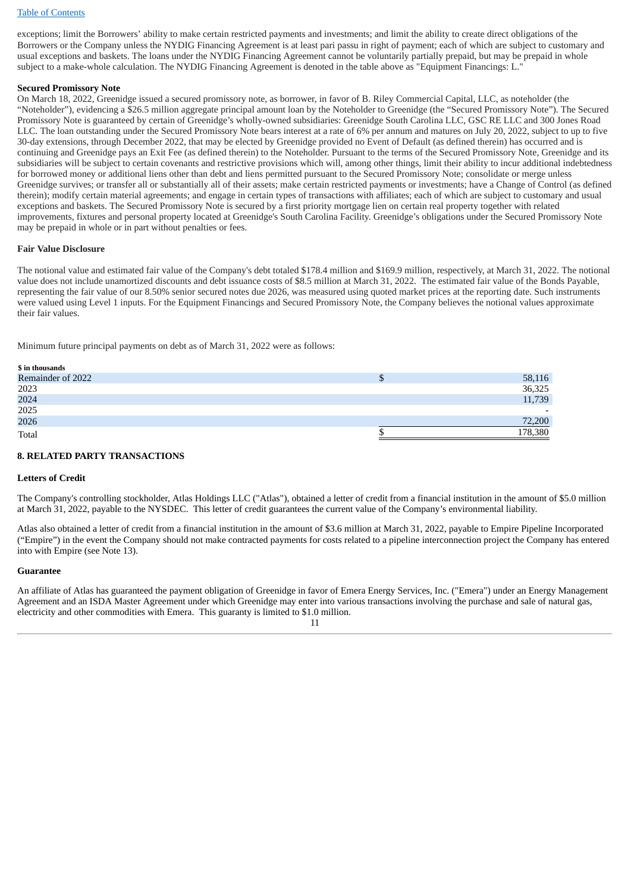exceptions; limit the Borrowers' ability to make certain restricted payments and investments; and limit the ability to create direct obligations of the Borrowers or the Company unless the NYDIG Financing Agreement is at least pari passu in right of payment; each of which are subject to customary and usual exceptions and baskets. The loans under the NYDIG Financing Agreement cannot be voluntarily partially prepaid, but may be prepaid in whole subject to a make-whole calculation. The NYDIG Financing Agreement is denoted in the table above as "Equipment Financings: L."

**Secured Promissory Note**

On March 18, 2022, Greenidge issued a secured promissory note, as borrower, in favor of B. Riley Commercial Capital, LLC, as noteholder (the "Noteholder"), evidencing a $26.5 million aggregate principal amount loan by the Noteholder to Greenidge (the "Secured Promissory Note"). The Secured Promissory Note is guaranteed by certain of Greenidge's wholly-owned subsidiaries: Greenidge South Carolina LLC, GSC RE LLC and 300 Jones Road LLC. The loan outstanding under the Secured Promissory Note bears interest at a rate of 6% per annum and matures on July 20, 2022, subject to up to five 30-day extensions, through December 2022, that may be elected by Greenidge provided no Event of Default (as defined therein) has occurred and is continuing and Greenidge pays an Exit Fee (as defined therein) to the Noteholder. Pursuant to the terms of the Secured Promissory Note, Greenidge and its subsidiaries will be subject to certain covenants and restrictive provisions which will, among other things, limit their ability to incur additional indebtedness for borrowed money or additional liens other than debt and liens permitted pursuant to the Secured Promissory Note; consolidate or merge unless Greenidge survives; or transfer all or substantially all of their assets; make certain restricted payments or investments; have a Change of Control (as defined therein); modify certain material agreements; and engage in certain types of transactions with affiliates; each of which are subject to customary and usual exceptions and baskets. The Secured Promissory Note is secured by a first priority mortgage lien on certain real property together with related improvements, fixtures and personal property located at Greenidge's South Carolina Facility. Greenidge's obligations under the Secured Promissory Note may be prepaid in whole or in part without penalties or fees.

**Fair Value Disclosure**

The notional value and estimated fair value of the Company's debt totaled $178.4 million and $169.9 million, respectively, at March 31, 2022. The notional value does not include unamortized discounts and debt issuance costs of $8.5 million at March 31, 2022. The estimated fair value of the Bonds Payable, representing the fair value of our 8.50% senior secured notes due 2026, was measured using quoted market prices at the reporting date. Such instruments were valued using Level 1 inputs. For the Equipment Financings and Secured Promissory Note, the Company believes the notional values approximate their fair values.

Minimum future principal payments on debt as of March 31, 2022 were as follows:

| $ in thousands | |
|---|---|
| Remainder of 2022 | $ 58,116 |
| 2023 | 36,325 |
| 2024 | 11,739 |
| 2025 | - |
| 2026 | 72,200 |
| Total | $ 178,380 |

**8. RELATED PARTY TRANSACTIONS**

**Letters of Credit**

The Company's controlling stockholder, Atlas Holdings LLC ("Atlas"), obtained a letter of credit from a financial institution in the amount of $5.0 million at March 31, 2022, payable to the NYSDEC. This letter of credit guarantees the current value of the Company's environmental liability.

Atlas also obtained a letter of credit from a financial institution in the amount of $3.6 million at March 31, 2022, payable to Empire Pipeline Incorporated ("Empire") in the event the Company should not make contracted payments for costs related to a pipeline interconnection project the Company has entered into with Empire (see Note 13).

**Guarantee**

An affiliate of Atlas has guaranteed the payment obligation of Greenidge in favor of Emera Energy Services, Inc. ("Emera") under an Energy Management Agreement and an ISDA Master Agreement under which Greenidge may enter into various transactions involving the purchase and sale of natural gas, electricity and other commodities with Emera. This guaranty is limited to $1.0 million.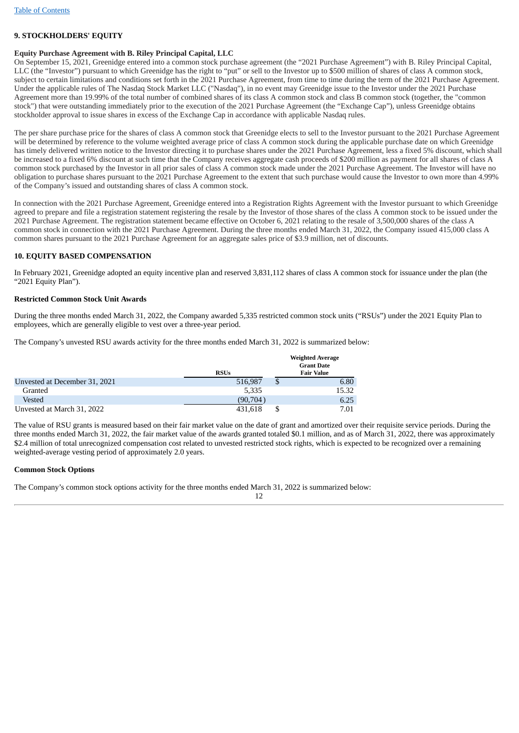## 9. STOCKHOLDERS' EQUITY

**Equity Purchase Agreement with B. Riley Principal Capital, LLC**

On September 15, 2021, Greenidge entered into a common stock purchase agreement (the "2021 Purchase Agreement") with B. Riley Principal Capital, LLC (the "Investor") pursuant to which Greenidge has the right to "put" or sell to the Investor up to $500 million of shares of class A common stock, subject to certain limitations and conditions set forth in the 2021 Purchase Agreement, from time to time during the term of the 2021 Purchase Agreement. Under the applicable rules of The Nasdaq Stock Market LLC ("Nasdaq"), in no event may Greenidge issue to the Investor under the 2021 Purchase Agreement more than 19.99% of the total number of combined shares of its class A common stock and class B common stock (together, the "common stock") that were outstanding immediately prior to the execution of the 2021 Purchase Agreement (the "Exchange Cap"), unless Greenidge obtains stockholder approval to issue shares in excess of the Exchange Cap in accordance with applicable Nasdaq rules.

The per share purchase price for the shares of class A common stock that Greenidge elects to sell to the Investor pursuant to the 2021 Purchase Agreement will be determined by reference to the volume weighted average price of class A common stock during the applicable purchase date on which Greenidge has timely delivered written notice to the Investor directing it to purchase shares under the 2021 Purchase Agreement, less a fixed 5% discount, which shall be increased to a fixed 6% discount at such time that the Company receives aggregate cash proceeds of $200 million as payment for all shares of class A common stock purchased by the Investor in all prior sales of class A common stock made under the 2021 Purchase Agreement. The Investor will have no obligation to purchase shares pursuant to the 2021 Purchase Agreement to the extent that such purchase would cause the Investor to own more than 4.99% of the Company's issued and outstanding shares of class A common stock.

In connection with the 2021 Purchase Agreement, Greenidge entered into a Registration Rights Agreement with the Investor pursuant to which Greenidge agreed to prepare and file a registration statement registering the resale by the Investor of those shares of the class A common stock to be issued under the 2021 Purchase Agreement. The registration statement became effective on October 6, 2021 relating to the resale of 3,500,000 shares of the class A common stock in connection with the 2021 Purchase Agreement. During the three months ended March 31, 2022, the Company issued 415,000 class A common shares pursuant to the 2021 Purchase Agreement for an aggregate sales price of $3.9 million, net of discounts.

## 10. EQUITY BASED COMPENSATION

In February 2021, Greenidge adopted an equity incentive plan and reserved 3,831,112 shares of class A common stock for issuance under the plan (the "2021 Equity Plan").

**Restricted Common Stock Unit Awards**

During the three months ended March 31, 2022, the Company awarded 5,335 restricted common stock units ("RSUs") under the 2021 Equity Plan to employees, which are generally eligible to vest over a three-year period.

The Company's unvested RSU awards activity for the three months ended March 31, 2022 is summarized below:

| | RSUs | Weighted Average Grant Date Fair Value |
|---|---|---|
| Unvested at December 31, 2021 | 516,987 | $ 6.80 |
| Granted | 5,335 | 15.32 |
| Vested | (90,704) | 6.25 |
| Unvested at March 31, 2022 | 431,618 | $ 7.01 |

The value of RSU grants is measured based on their fair market value on the date of grant and amortized over their requisite service periods. During the three months ended March 31, 2022, the fair market value of the awards granted totaled $0.1 million, and as of March 31, 2022, there was approximately $2.4 million of total unrecognized compensation cost related to unvested restricted stock rights, which is expected to be recognized over a remaining weighted-average vesting period of approximately 2.0 years.

**Common Stock Options**

The Company's common stock options activity for the three months ended March 31, 2022 is summarized below: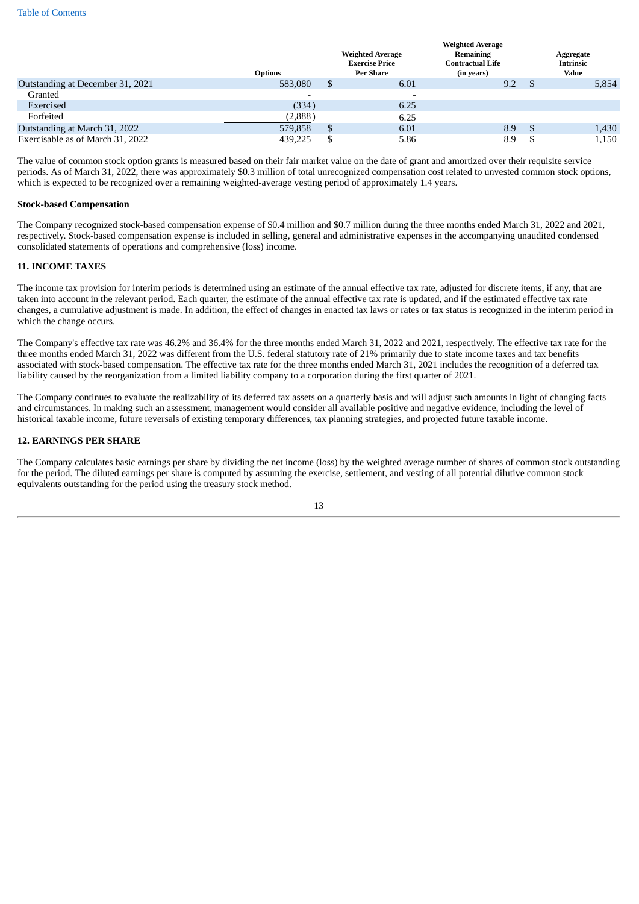| | Options | Weighted Average Exercise Price Per Share | Weighted Average Remaining Contractual Life (in years) | Aggregate Intrinsic Value |
|---|---|---|---|---|
| Outstanding at December 31, 2021 | 583,080 | $ 6.01 | 9.2 | $ 5,854 |
| Granted | - | - | | |
| Exercised | (334) | 6.25 | | |
| Forfeited | (2,888) | 6.25 | | |
| Outstanding at March 31, 2022 | 579,858 | $ 6.01 | 8.9 | $ 1,430 |
| Exercisable as of March 31, 2022 | 439,225 | $ 5.86 | 8.9 | $ 1,150 |

The value of common stock option grants is measured based on their fair market value on the date of grant and amortized over their requisite service periods. As of March 31, 2022, there was approximately $0.3 million of total unrecognized compensation cost related to unvested common stock options, which is expected to be recognized over a remaining weighted-average vesting period of approximately 1.4 years.

**Stock-based Compensation**

The Company recognized stock-based compensation expense of $0.4 million and $0.7 million during the three months ended March 31, 2022 and 2021, respectively. Stock-based compensation expense is included in selling, general and administrative expenses in the accompanying unaudited condensed consolidated statements of operations and comprehensive (loss) income.

**11. INCOME TAXES**

The income tax provision for interim periods is determined using an estimate of the annual effective tax rate, adjusted for discrete items, if any, that are taken into account in the relevant period. Each quarter, the estimate of the annual effective tax rate is updated, and if the estimated effective tax rate changes, a cumulative adjustment is made. In addition, the effect of changes in enacted tax laws or rates or tax status is recognized in the interim period in which the change occurs.

The Company's effective tax rate was 46.2% and 36.4% for the three months ended March 31, 2022 and 2021, respectively. The effective tax rate for the three months ended March 31, 2022 was different from the U.S. federal statutory rate of 21% primarily due to state income taxes and tax benefits associated with stock-based compensation. The effective tax rate for the three months ended March 31, 2021 includes the recognition of a deferred tax liability caused by the reorganization from a limited liability company to a corporation during the first quarter of 2021.

The Company continues to evaluate the realizability of its deferred tax assets on a quarterly basis and will adjust such amounts in light of changing facts and circumstances. In making such an assessment, management would consider all available positive and negative evidence, including the level of historical taxable income, future reversals of existing temporary differences, tax planning strategies, and projected future taxable income.

**12. EARNINGS PER SHARE**

The Company calculates basic earnings per share by dividing the net income (loss) by the weighted average number of shares of common stock outstanding for the period. The diluted earnings per share is computed by assuming the exercise, settlement, and vesting of all potential dilutive common stock equivalents outstanding for the period using the treasury stock method.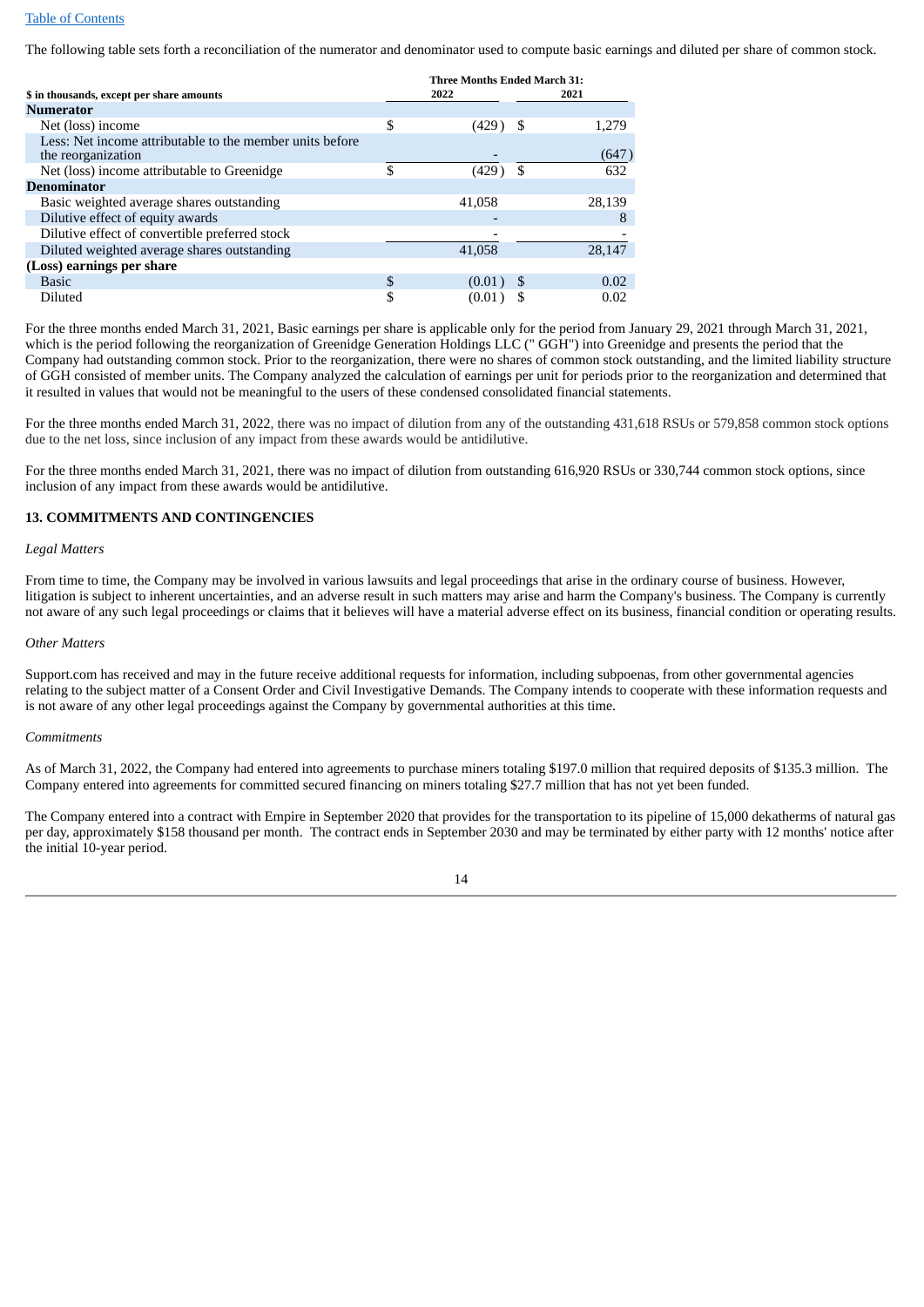The following table sets forth a reconciliation of the numerator and denominator used to compute basic earnings and diluted per share of common stock.

| $ in thousands, except per share amounts | Three Months Ended March 31: 2022 | 2021 |
|---|---|---|
| **Numerator** | | |
| Net (loss) income | $ (429) | $ 1,279 |
| Less: Net income attributable to the member units before the reorganization | - | (647) |
| Net (loss) income attributable to Greenidge | $ (429) | $ 632 |
| **Denominator** | | |
| Basic weighted average shares outstanding | 41,058 | 28,139 |
| Dilutive effect of equity awards | - | 8 |
| Dilutive effect of convertible preferred stock | - | - |
| Diluted weighted average shares outstanding | 41,058 | 28,147 |
| **(Loss) earnings per share** | | |
| Basic | $ (0.01) | $ 0.02 |
| Diluted | $ (0.01) | $ 0.02 |

For the three months ended March 31, 2021, Basic earnings per share is applicable only for the period from January 29, 2021 through March 31, 2021, which is the period following the reorganization of Greenidge Generation Holdings LLC (" GGH") into Greenidge and presents the period that the Company had outstanding common stock. Prior to the reorganization, there were no shares of common stock outstanding, and the limited liability structure of GGH consisted of member units. The Company analyzed the calculation of earnings per unit for periods prior to the reorganization and determined that it resulted in values that would not be meaningful to the users of these condensed consolidated financial statements.

For the three months ended March 31, 2022, there was no impact of dilution from any of the outstanding 431,618 RSUs or 579,858 common stock options due to the net loss, since inclusion of any impact from these awards would be antidilutive.

For the three months ended March 31, 2021, there was no impact of dilution from outstanding 616,920 RSUs or 330,744 common stock options, since inclusion of any impact from these awards would be antidilutive.

## 13. COMMITMENTS AND CONTINGENCIES

*Legal Matters*

From time to time, the Company may be involved in various lawsuits and legal proceedings that arise in the ordinary course of business. However, litigation is subject to inherent uncertainties, and an adverse result in such matters may arise and harm the Company's business. The Company is currently not aware of any such legal proceedings or claims that it believes will have a material adverse effect on its business, financial condition or operating results.

*Other Matters*

Support.com has received and may in the future receive additional requests for information, including subpoenas, from other governmental agencies relating to the subject matter of a Consent Order and Civil Investigative Demands. The Company intends to cooperate with these information requests and is not aware of any other legal proceedings against the Company by governmental authorities at this time.

*Commitments*

As of March 31, 2022, the Company had entered into agreements to purchase miners totaling $197.0 million that required deposits of $135.3 million. The Company entered into agreements for committed secured financing on miners totaling $27.7 million that has not yet been funded.

The Company entered into a contract with Empire in September 2020 that provides for the transportation to its pipeline of 15,000 dekatherms of natural gas per day, approximately $158 thousand per month. The contract ends in September 2030 and may be terminated by either party with 12 months' notice after the initial 10-year period.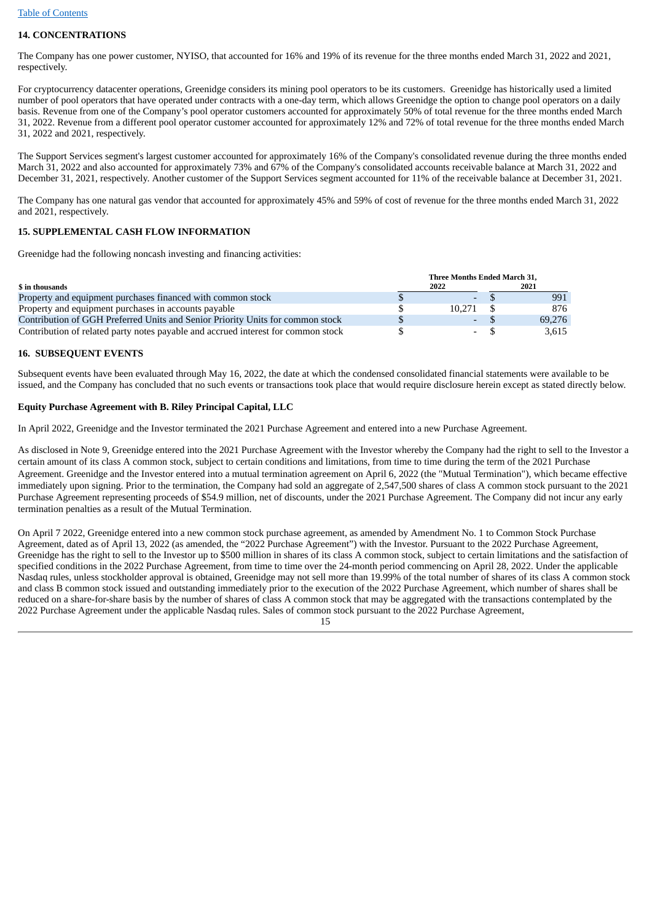[Table of Contents](#)

**14. CONCENTRATIONS**

The Company has one power customer, NYISO, that accounted for 16% and 19% of its revenue for the three months ended March 31, 2022 and 2021, respectively.

For cryptocurrency datacenter operations, Greenidge considers its mining pool operators to be its customers. Greenidge has historically used a limited number of pool operators that have operated under contracts with a one-day term, which allows Greenidge the option to change pool operators on a daily basis. Revenue from one of the Company's pool operator customers accounted for approximately 50% of total revenue for the three months ended March 31, 2022. Revenue from a different pool operator customer accounted for approximately 12% and 72% of total revenue for the three months ended March 31, 2022 and 2021, respectively.

The Support Services segment's largest customer accounted for approximately 16% of the Company's consolidated revenue during the three months ended March 31, 2022 and also accounted for approximately 73% and 67% of the Company's consolidated accounts receivable balance at March 31, 2022 and December 31, 2021, respectively. Another customer of the Support Services segment accounted for 11% of the receivable balance at December 31, 2021.

The Company has one natural gas vendor that accounted for approximately 45% and 59% of cost of revenue for the three months ended March 31, 2022 and 2021, respectively.

**15. SUPPLEMENTAL CASH FLOW INFORMATION**

Greenidge had the following noncash investing and financing activities:

| $ in thousands | Three Months Ended March 31, 2022 | 2021 |
|---|---|---|
| Property and equipment purchases financed with common stock | $ - | $ 991 |
| Property and equipment purchases in accounts payable | $ 10,271 | $ 876 |
| Contribution of GGH Preferred Units and Senior Priority Units for common stock | $ - | $ 69,276 |
| Contribution of related party notes payable and accrued interest for common stock | $ - | $ 3,615 |

**16. SUBSEQUENT EVENTS**

Subsequent events have been evaluated through May 16, 2022, the date at which the condensed consolidated financial statements were available to be issued, and the Company has concluded that no such events or transactions took place that would require disclosure herein except as stated directly below.

**Equity Purchase Agreement with B. Riley Principal Capital, LLC**

In April 2022, Greenidge and the Investor terminated the 2021 Purchase Agreement and entered into a new Purchase Agreement.

As disclosed in Note 9, Greenidge entered into the 2021 Purchase Agreement with the Investor whereby the Company had the right to sell to the Investor a certain amount of its class A common stock, subject to certain conditions and limitations, from time to time during the term of the 2021 Purchase Agreement. Greenidge and the Investor entered into a mutual termination agreement on April 6, 2022 (the "Mutual Termination"), which became effective immediately upon signing. Prior to the termination, the Company had sold an aggregate of 2,547,500 shares of class A common stock pursuant to the 2021 Purchase Agreement representing proceeds of $54.9 million, net of discounts, under the 2021 Purchase Agreement. The Company did not incur any early termination penalties as a result of the Mutual Termination.

On April 7 2022, Greenidge entered into a new common stock purchase agreement, as amended by Amendment No. 1 to Common Stock Purchase Agreement, dated as of April 13, 2022 (as amended, the "2022 Purchase Agreement") with the Investor. Pursuant to the 2022 Purchase Agreement, Greenidge has the right to sell to the Investor up to $500 million in shares of its class A common stock, subject to certain limitations and the satisfaction of specified conditions in the 2022 Purchase Agreement, from time to time over the 24-month period commencing on April 28, 2022. Under the applicable Nasdaq rules, unless stockholder approval is obtained, Greenidge may not sell more than 19.99% of the total number of shares of its class A common stock and class B common stock issued and outstanding immediately prior to the execution of the 2022 Purchase Agreement, which number of shares shall be reduced on a share-for-share basis by the number of shares of class A common stock that may be aggregated with the transactions contemplated by the 2022 Purchase Agreement under the applicable Nasdaq rules. Sales of common stock pursuant to the 2022 Purchase Agreement,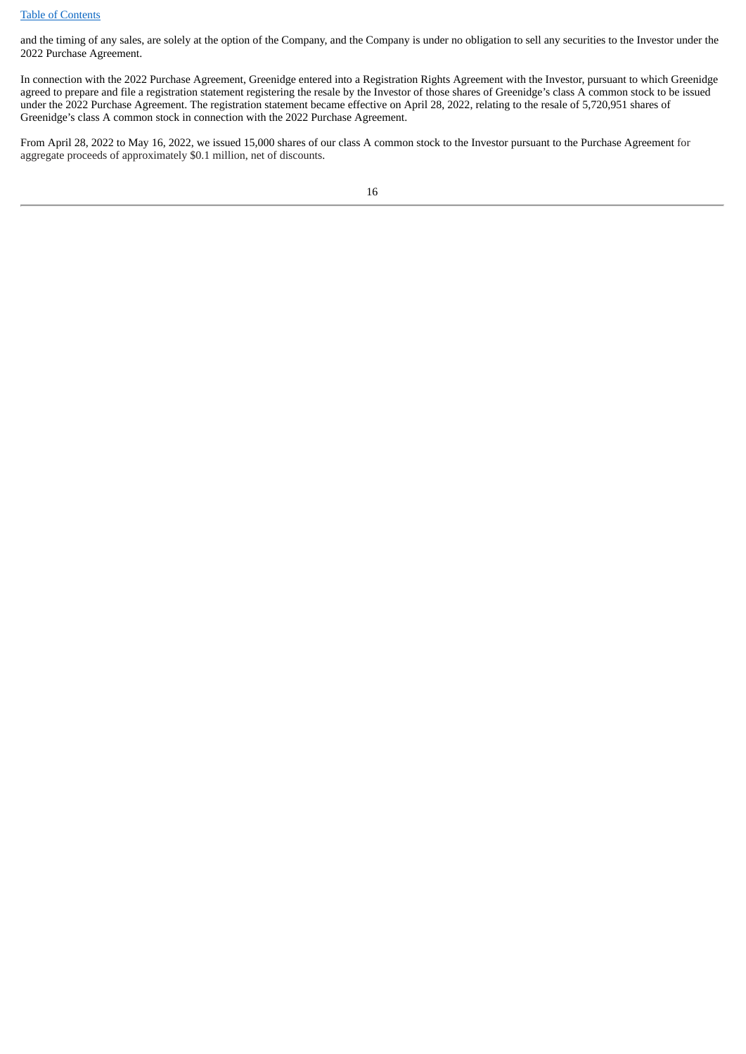and the timing of any sales, are solely at the option of the Company, and the Company is under no obligation to sell any securities to the Investor under the 2022 Purchase Agreement.

In connection with the 2022 Purchase Agreement, Greenidge entered into a Registration Rights Agreement with the Investor, pursuant to which Greenidge agreed to prepare and file a registration statement registering the resale by the Investor of those shares of Greenidge's class A common stock to be issued under the 2022 Purchase Agreement. The registration statement became effective on April 28, 2022, relating to the resale of 5,720,951 shares of Greenidge's class A common stock in connection with the 2022 Purchase Agreement.

From April 28, 2022 to May 16, 2022, we issued 15,000 shares of our class A common stock to the Investor pursuant to the Purchase Agreement for aggregate proceeds of approximately $0.1 million, net of discounts.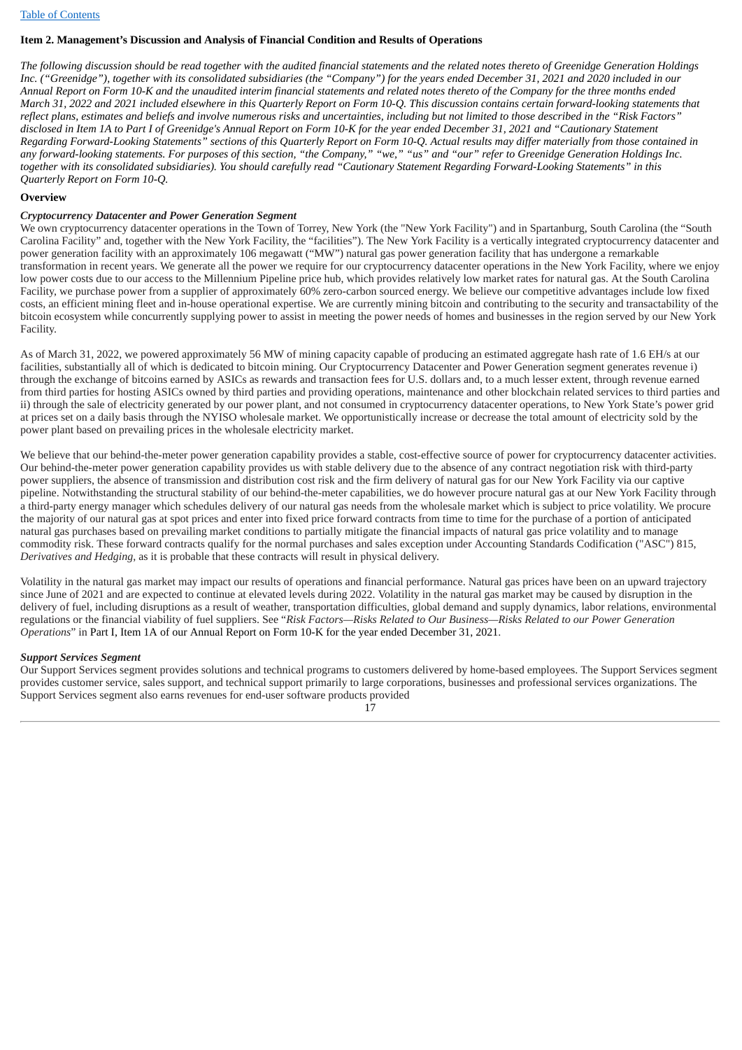### Item 2. Management's Discussion and Analysis of Financial Condition and Results of Operations

*The following discussion should be read together with the audited financial statements and the related notes thereto of Greenidge Generation Holdings Inc. ("Greenidge"), together with its consolidated subsidiaries (the "Company") for the years ended December 31, 2021 and 2020 included in our Annual Report on Form 10-K and the unaudited interim financial statements and related notes thereto of the Company for the three months ended March 31, 2022 and 2021 included elsewhere in this Quarterly Report on Form 10-Q. This discussion contains certain forward-looking statements that reflect plans, estimates and beliefs and involve numerous risks and uncertainties, including but not limited to those described in the "Risk Factors" disclosed in Item 1A to Part I of Greenidge's Annual Report on Form 10-K for the year ended December 31, 2021 and "Cautionary Statement Regarding Forward-Looking Statements" sections of this Quarterly Report on Form 10-Q. Actual results may differ materially from those contained in any forward-looking statements. For purposes of this section, "the Company," "we," "us" and "our" refer to Greenidge Generation Holdings Inc. together with its consolidated subsidiaries). You should carefully read "Cautionary Statement Regarding Forward-Looking Statements" in this Quarterly Report on Form 10-Q.*

**Overview**

***Cryptocurrency Datacenter and Power Generation Segment***

We own cryptocurrency datacenter operations in the Town of Torrey, New York (the "New York Facility") and in Spartanburg, South Carolina (the "South Carolina Facility" and, together with the New York Facility, the "facilities"). The New York Facility is a vertically integrated cryptocurrency datacenter and power generation facility with an approximately 106 megawatt ("MW") natural gas power generation facility that has undergone a remarkable transformation in recent years. We generate all the power we require for our cryptocurrency datacenter operations in the New York Facility, where we enjoy low power costs due to our access to the Millennium Pipeline price hub, which provides relatively low market rates for natural gas. At the South Carolina Facility, we purchase power from a supplier of approximately 60% zero-carbon sourced energy. We believe our competitive advantages include low fixed costs, an efficient mining fleet and in-house operational expertise. We are currently mining bitcoin and contributing to the security and transactability of the bitcoin ecosystem while concurrently supplying power to assist in meeting the power needs of homes and businesses in the region served by our New York Facility.

As of March 31, 2022, we powered approximately 56 MW of mining capacity capable of producing an estimated aggregate hash rate of 1.6 EH/s at our facilities, substantially all of which is dedicated to bitcoin mining. Our Cryptocurrency Datacenter and Power Generation segment generates revenue i) through the exchange of bitcoins earned by ASICs as rewards and transaction fees for U.S. dollars and, to a much lesser extent, through revenue earned from third parties for hosting ASICs owned by third parties and providing operations, maintenance and other blockchain related services to third parties and ii) through the sale of electricity generated by our power plant, and not consumed in cryptocurrency datacenter operations, to New York State's power grid at prices set on a daily basis through the NYISO wholesale market. We opportunistically increase or decrease the total amount of electricity sold by the power plant based on prevailing prices in the wholesale electricity market.

We believe that our behind-the-meter power generation capability provides a stable, cost-effective source of power for cryptocurrency datacenter activities. Our behind-the-meter power generation capability provides us with stable delivery due to the absence of any contract negotiation risk with third-party power suppliers, the absence of transmission and distribution cost risk and the firm delivery of natural gas for our New York Facility via our captive pipeline. Notwithstanding the structural stability of our behind-the-meter capabilities, we do however procure natural gas at our New York Facility through a third-party energy manager which schedules delivery of our natural gas needs from the wholesale market which is subject to price volatility. We procure the majority of our natural gas at spot prices and enter into fixed price forward contracts from time to time for the purchase of a portion of anticipated natural gas purchases based on prevailing market conditions to partially mitigate the financial impacts of natural gas price volatility and to manage commodity risk. These forward contracts qualify for the normal purchases and sales exception under Accounting Standards Codification ("ASC") 815, *Derivatives and Hedging*, as it is probable that these contracts will result in physical delivery.

Volatility in the natural gas market may impact our results of operations and financial performance. Natural gas prices have been on an upward trajectory since June of 2021 and are expected to continue at elevated levels during 2022. Volatility in the natural gas market may be caused by disruption in the delivery of fuel, including disruptions as a result of weather, transportation difficulties, global demand and supply dynamics, labor relations, environmental regulations or the financial viability of fuel suppliers. See "*Risk Factors—Risks Related to Our Business—Risks Related to our Power Generation Operations*" in Part I, Item 1A of our Annual Report on Form 10-K for the year ended December 31, 2021.

***Support Services Segment***

Our Support Services segment provides solutions and technical programs to customers delivered by home-based employees. The Support Services segment provides customer service, sales support, and technical support primarily to large corporations, businesses and professional services organizations. The Support Services segment also earns revenues for end-user software products provided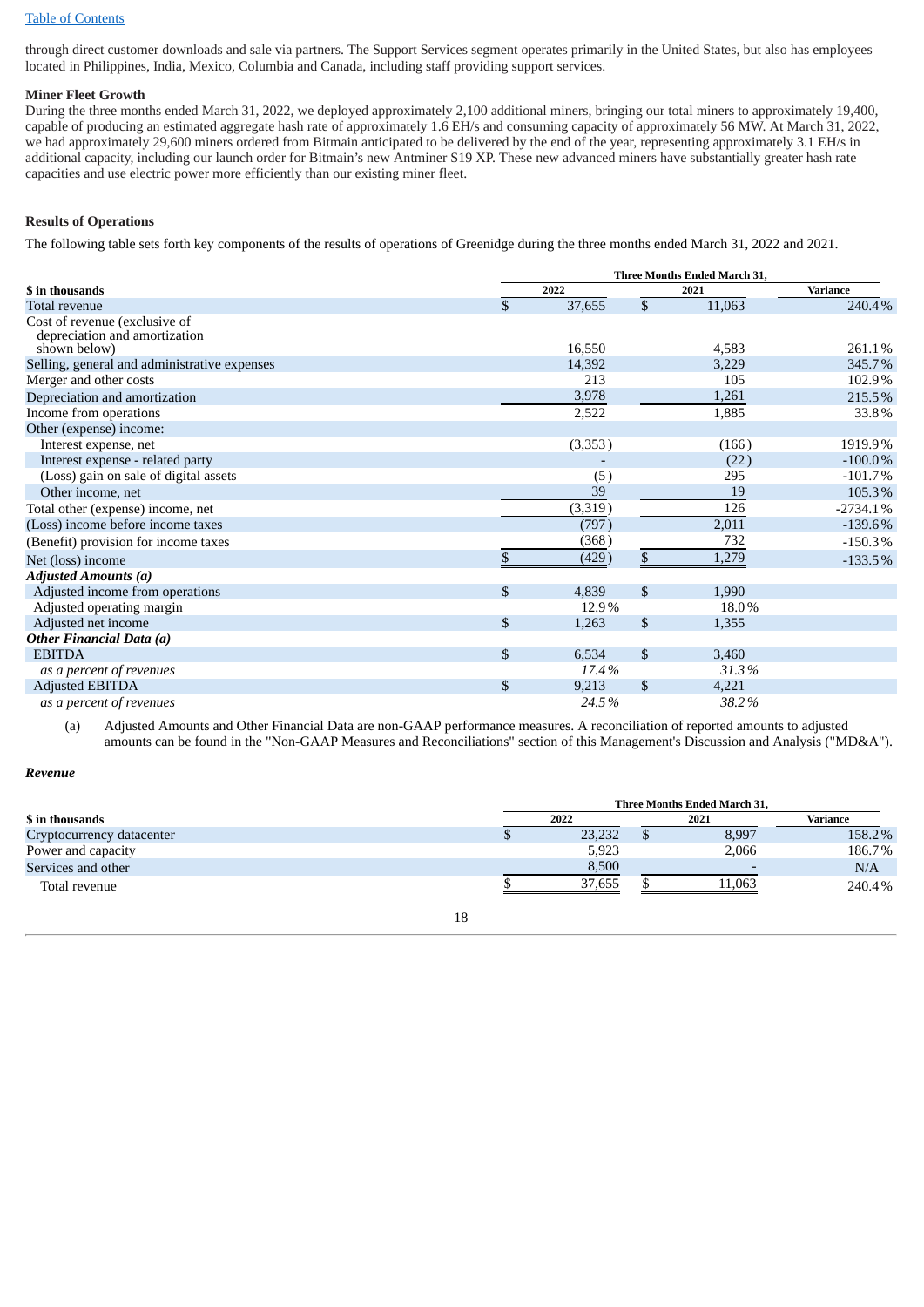through direct customer downloads and sale via partners. The Support Services segment operates primarily in the United States, but also has employees located in Philippines, India, Mexico, Columbia and Canada, including staff providing support services.

**Miner Fleet Growth**

During the three months ended March 31, 2022, we deployed approximately 2,100 additional miners, bringing our total miners to approximately 19,400, capable of producing an estimated aggregate hash rate of approximately 1.6 EH/s and consuming capacity of approximately 56 MW. At March 31, 2022, we had approximately 29,600 miners ordered from Bitmain anticipated to be delivered by the end of the year, representing approximately 3.1 EH/s in additional capacity, including our launch order for Bitmain's new Antminer S19 XP. These new advanced miners have substantially greater hash rate capacities and use electric power more efficiently than our existing miner fleet.

**Results of Operations**

The following table sets forth key components of the results of operations of Greenidge during the three months ended March 31, 2022 and 2021.

| | Three Months Ended March 31, | | |
|---|---|---|---|
| **$ in thousands** | **2022** | **2021** | **Variance** |
| Total revenue | $ 37,655 | $ 11,063 | 240.4% |
| Cost of revenue (exclusive of depreciation and amortization shown below) | 16,550 | 4,583 | 261.1% |
| Selling, general and administrative expenses | 14,392 | 3,229 | 345.7% |
| Merger and other costs | 213 | 105 | 102.9% |
| Depreciation and amortization | 3,978 | 1,261 | 215.5% |
| Income from operations | 2,522 | 1,885 | 33.8% |
| Other (expense) income: | | | |
| Interest expense, net | (3,353) | (166) | 1919.9% |
| Interest expense - related party | - | (22) | -100.0% |
| (Loss) gain on sale of digital assets | (5) | 295 | -101.7% |
| Other income, net | 39 | 19 | 105.3% |
| Total other (expense) income, net | (3,319) | 126 | -2734.1% |
| (Loss) income before income taxes | (797) | 2,011 | -139.6% |
| (Benefit) provision for income taxes | (368) | 732 | -150.3% |
| Net (loss) income | $ (429) | $ 1,279 | -133.5% |
| ***Adjusted Amounts (a)*** | | | |
| Adjusted income from operations | $ 4,839 | $ 1,990 | |
| Adjusted operating margin | 12.9% | 18.0% | |
| Adjusted net income | $ 1,263 | $ 1,355 | |
| ***Other Financial Data (a)*** | | | |
| EBITDA | $ 6,534 | $ 3,460 | |
| *as a percent of revenues* | *17.4%* | *31.3%* | |
| Adjusted EBITDA | $ 9,213 | $ 4,221 | |
| *as a percent of revenues* | *24.5%* | *38.2%* | |

(a) Adjusted Amounts and Other Financial Data are non-GAAP performance measures. A reconciliation of reported amounts to adjusted amounts can be found in the "Non-GAAP Measures and Reconciliations" section of this Management's Discussion and Analysis ("MD&A").

***Revenue***

| | Three Months Ended March 31, | | |
|---|---|---|---|
| **$ in thousands** | **2022** | **2021** | **Variance** |
| Cryptocurrency datacenter | $ 23,232 | $ 8,997 | 158.2% |
| Power and capacity | 5,923 | 2,066 | 186.7% |
| Services and other | 8,500 | - | N/A |
| Total revenue | $ 37,655 | $ 11,063 | 240.4% |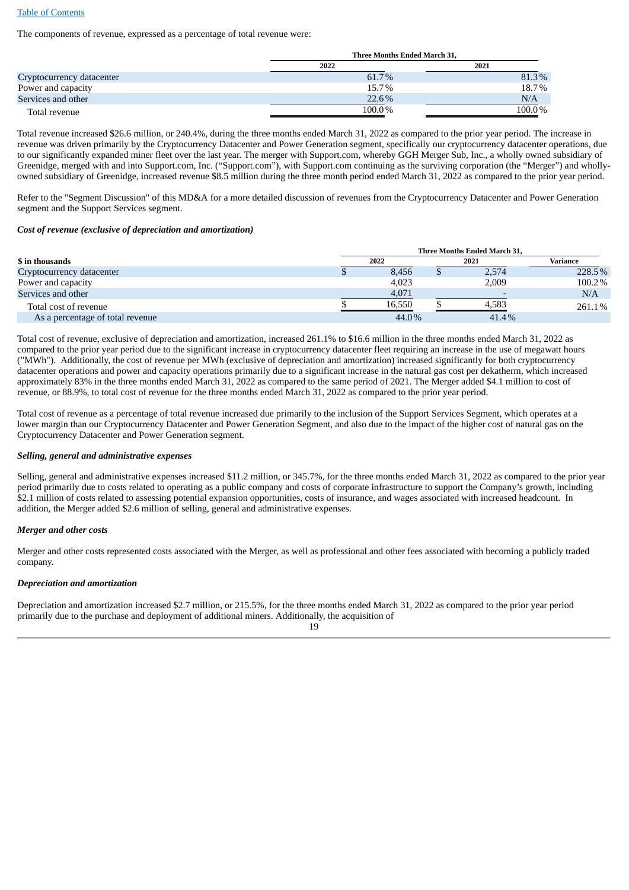The components of revenue, expressed as a percentage of total revenue were:

| | Three Months Ended March 31, | |
|---|---|---|
| | 2022 | 2021 |
| Cryptocurrency datacenter | 61.7% | 81.3% |
| Power and capacity | 15.7% | 18.7% |
| Services and other | 22.6% | N/A |
| Total revenue | 100.0% | 100.0% |

Total revenue increased $26.6 million, or 240.4%, during the three months ended March 31, 2022 as compared to the prior year period. The increase in revenue was driven primarily by the Cryptocurrency Datacenter and Power Generation segment, specifically our cryptocurrency datacenter operations, due to our significantly expanded miner fleet over the last year. The merger with Support.com, whereby GGH Merger Sub, Inc., a wholly owned subsidiary of Greenidge, merged with and into Support.com, Inc. ("Support.com"), with Support.com continuing as the surviving corporation (the "Merger") and wholly-owned subsidiary of Greenidge, increased revenue $8.5 million during the three month period ended March 31, 2022 as compared to the prior year period.

Refer to the "Segment Discussion" of this MD&A for a more detailed discussion of revenues from the Cryptocurrency Datacenter and Power Generation segment and the Support Services segment.

### *Cost of revenue (exclusive of depreciation and amortization)*

| | Three Months Ended March 31, | | |
|---|---|---|---|
| **$ in thousands** | 2022 | 2021 | Variance |
| Cryptocurrency datacenter | $ 8,456 | $ 2,574 | 228.5% |
| Power and capacity | 4,023 | 2,009 | 100.2% |
| Services and other | 4,071 | - | N/A |
| Total cost of revenue | $ 16,550 | $ 4,583 | 261.1% |
| As a percentage of total revenue | 44.0% | 41.4% | |

Total cost of revenue, exclusive of depreciation and amortization, increased 261.1% to $16.6 million in the three months ended March 31, 2022 as compared to the prior year period due to the significant increase in cryptocurrency datacenter fleet requiring an increase in the use of megawatt hours ("MWh"). Additionally, the cost of revenue per MWh (exclusive of depreciation and amortization) increased significantly for both cryptocurrency datacenter operations and power and capacity operations primarily due to a significant increase in the natural gas cost per dekatherm, which increased approximately 83% in the three months ended March 31, 2022 as compared to the same period of 2021. The Merger added $4.1 million to cost of revenue, or 88.9%, to total cost of revenue for the three months ended March 31, 2022 as compared to the prior year period.

Total cost of revenue as a percentage of total revenue increased due primarily to the inclusion of the Support Services Segment, which operates at a lower margin than our Cryptocurrency Datacenter and Power Generation Segment, and also due to the impact of the higher cost of natural gas on the Cryptocurrency Datacenter and Power Generation segment.

### *Selling, general and administrative expenses*

Selling, general and administrative expenses increased $11.2 million, or 345.7%, for the three months ended March 31, 2022 as compared to the prior year period primarily due to costs related to operating as a public company and costs of corporate infrastructure to support the Company's growth, including $2.1 million of costs related to assessing potential expansion opportunities, costs of insurance, and wages associated with increased headcount. In addition, the Merger added $2.6 million of selling, general and administrative expenses.

### *Merger and other costs*

Merger and other costs represented costs associated with the Merger, as well as professional and other fees associated with becoming a publicly traded company.

### *Depreciation and amortization*

Depreciation and amortization increased $2.7 million, or 215.5%, for the three months ended March 31, 2022 as compared to the prior year period primarily due to the purchase and deployment of additional miners. Additionally, the acquisition of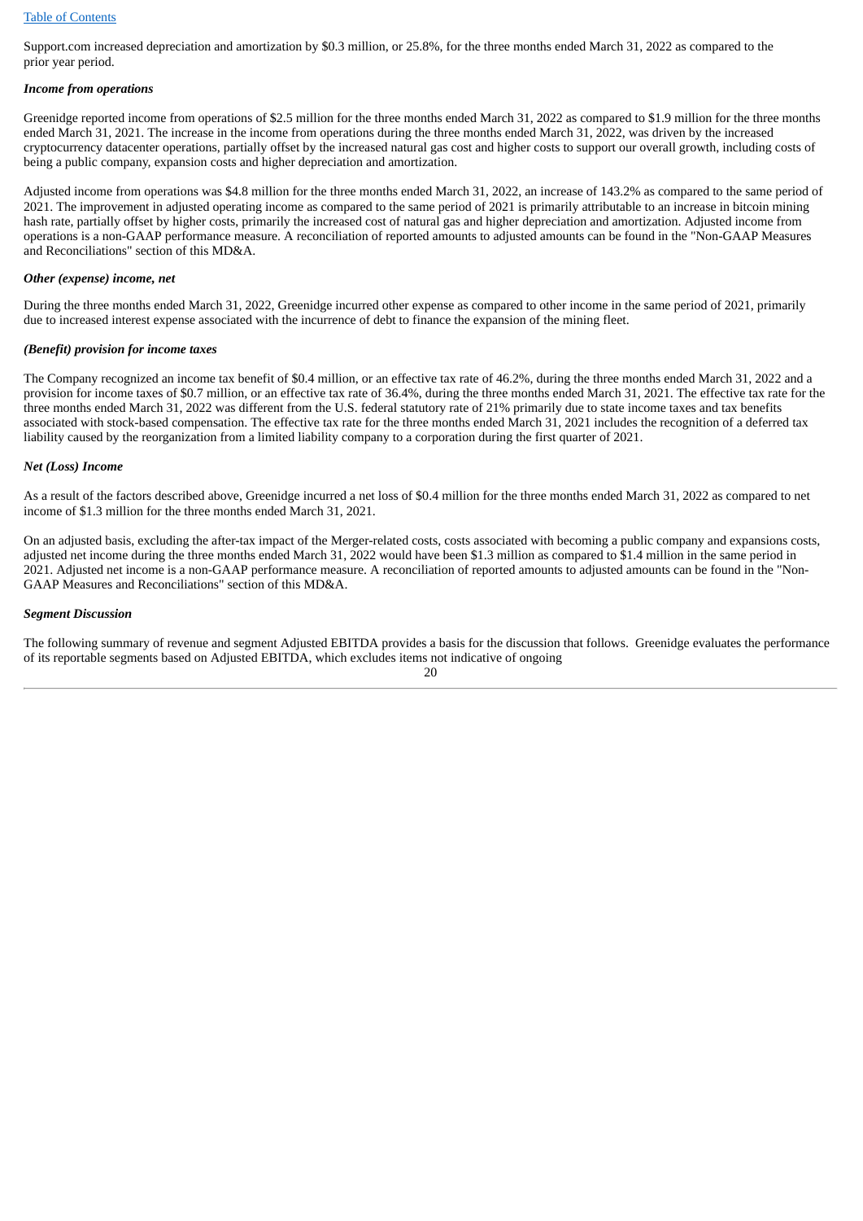Support.com increased depreciation and amortization by $0.3 million, or 25.8%, for the three months ended March 31, 2022 as compared to the prior year period.

***Income from operations***

Greenidge reported income from operations of $2.5 million for the three months ended March 31, 2022 as compared to $1.9 million for the three months ended March 31, 2021. The increase in the income from operations during the three months ended March 31, 2022, was driven by the increased cryptocurrency datacenter operations, partially offset by the increased natural gas cost and higher costs to support our overall growth, including costs of being a public company, expansion costs and higher depreciation and amortization.

Adjusted income from operations was $4.8 million for the three months ended March 31, 2022, an increase of 143.2% as compared to the same period of 2021. The improvement in adjusted operating income as compared to the same period of 2021 is primarily attributable to an increase in bitcoin mining hash rate, partially offset by higher costs, primarily the increased cost of natural gas and higher depreciation and amortization. Adjusted income from operations is a non-GAAP performance measure. A reconciliation of reported amounts to adjusted amounts can be found in the "Non-GAAP Measures and Reconciliations" section of this MD&A.

***Other (expense) income, net***

During the three months ended March 31, 2022, Greenidge incurred other expense as compared to other income in the same period of 2021, primarily due to increased interest expense associated with the incurrence of debt to finance the expansion of the mining fleet.

***(Benefit) provision for income taxes***

The Company recognized an income tax benefit of $0.4 million, or an effective tax rate of 46.2%, during the three months ended March 31, 2022 and a provision for income taxes of $0.7 million, or an effective tax rate of 36.4%, during the three months ended March 31, 2021. The effective tax rate for the three months ended March 31, 2022 was different from the U.S. federal statutory rate of 21% primarily due to state income taxes and tax benefits associated with stock-based compensation. The effective tax rate for the three months ended March 31, 2021 includes the recognition of a deferred tax liability caused by the reorganization from a limited liability company to a corporation during the first quarter of 2021.

***Net (Loss) Income***

As a result of the factors described above, Greenidge incurred a net loss of $0.4 million for the three months ended March 31, 2022 as compared to net income of $1.3 million for the three months ended March 31, 2021.

On an adjusted basis, excluding the after-tax impact of the Merger-related costs, costs associated with becoming a public company and expansions costs, adjusted net income during the three months ended March 31, 2022 would have been $1.3 million as compared to $1.4 million in the same period in 2021. Adjusted net income is a non-GAAP performance measure. A reconciliation of reported amounts to adjusted amounts can be found in the "Non-GAAP Measures and Reconciliations" section of this MD&A.

***Segment Discussion***

The following summary of revenue and segment Adjusted EBITDA provides a basis for the discussion that follows. Greenidge evaluates the performance of its reportable segments based on Adjusted EBITDA, which excludes items not indicative of ongoing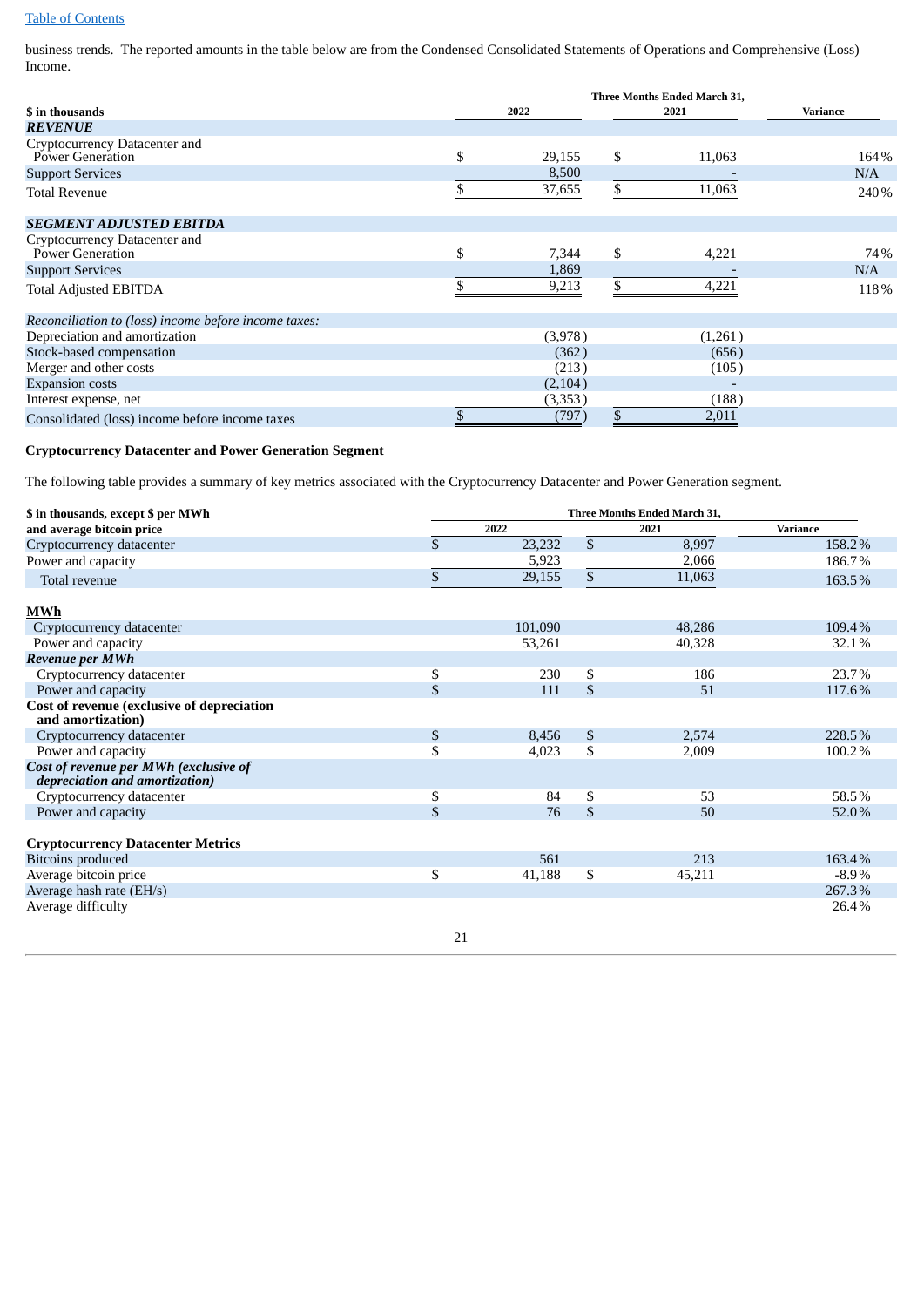business trends. The reported amounts in the table below are from the Condensed Consolidated Statements of Operations and Comprehensive (Loss) Income.

| $ in thousands | Three Months Ended March 31, 2022 | 2021 | Variance |
|---|---|---|---|
| ***REVENUE*** | | | |
| Cryptocurrency Datacenter and Power Generation | $ 29,155 | $ 11,063 | 164% |
| Support Services | 8,500 | - | N/A |
| Total Revenue | $ 37,655 | $ 11,063 | 240% |
| ***SEGMENT ADJUSTED EBITDA*** | | | |
| Cryptocurrency Datacenter and Power Generation | $ 7,344 | $ 4,221 | 74% |
| Support Services | 1,869 | - | N/A |
| Total Adjusted EBITDA | $ 9,213 | $ 4,221 | 118% |
| *Reconciliation to (loss) income before income taxes:* | | | |
| Depreciation and amortization | (3,978) | (1,261) | |
| Stock-based compensation | (362) | (656) | |
| Merger and other costs | (213) | (105) | |
| Expansion costs | (2,104) | - | |
| Interest expense, net | (3,353) | (188) | |
| Consolidated (loss) income before income taxes | $ (797) | $ 2,011 | |

**Cryptocurrency Datacenter and Power Generation Segment**

The following table provides a summary of key metrics associated with the Cryptocurrency Datacenter and Power Generation segment.

| $ in thousands, except $ per MWh and average bitcoin price | Three Months Ended March 31, 2022 | 2021 | Variance |
|---|---|---|---|
| Cryptocurrency datacenter | $ 23,232 | $ 8,997 | 158.2% |
| Power and capacity | 5,923 | 2,066 | 186.7% |
| Total revenue | $ 29,155 | $ 11,063 | 163.5% |
| **MWh** | | | |
| Cryptocurrency datacenter | 101,090 | 48,286 | 109.4% |
| Power and capacity | 53,261 | 40,328 | 32.1% |
| ***Revenue per MWh*** | | | |
| Cryptocurrency datacenter | $ 230 | $ 186 | 23.7% |
| Power and capacity | $ 111 | $ 51 | 117.6% |
| **Cost of revenue (exclusive of depreciation and amortization)** | | | |
| Cryptocurrency datacenter | $ 8,456 | $ 2,574 | 228.5% |
| Power and capacity | $ 4,023 | $ 2,009 | 100.2% |
| ***Cost of revenue per MWh (exclusive of depreciation and amortization)*** | | | |
| Cryptocurrency datacenter | $ 84 | $ 53 | 58.5% |
| Power and capacity | $ 76 | $ 50 | 52.0% |
| **Cryptocurrency Datacenter Metrics** | | | |
| Bitcoins produced | 561 | 213 | 163.4% |
| Average bitcoin price | $ 41,188 | $ 45,211 | -8.9% |
| Average hash rate (EH/s) | | | 267.3% |
| Average difficulty | | | 26.4% |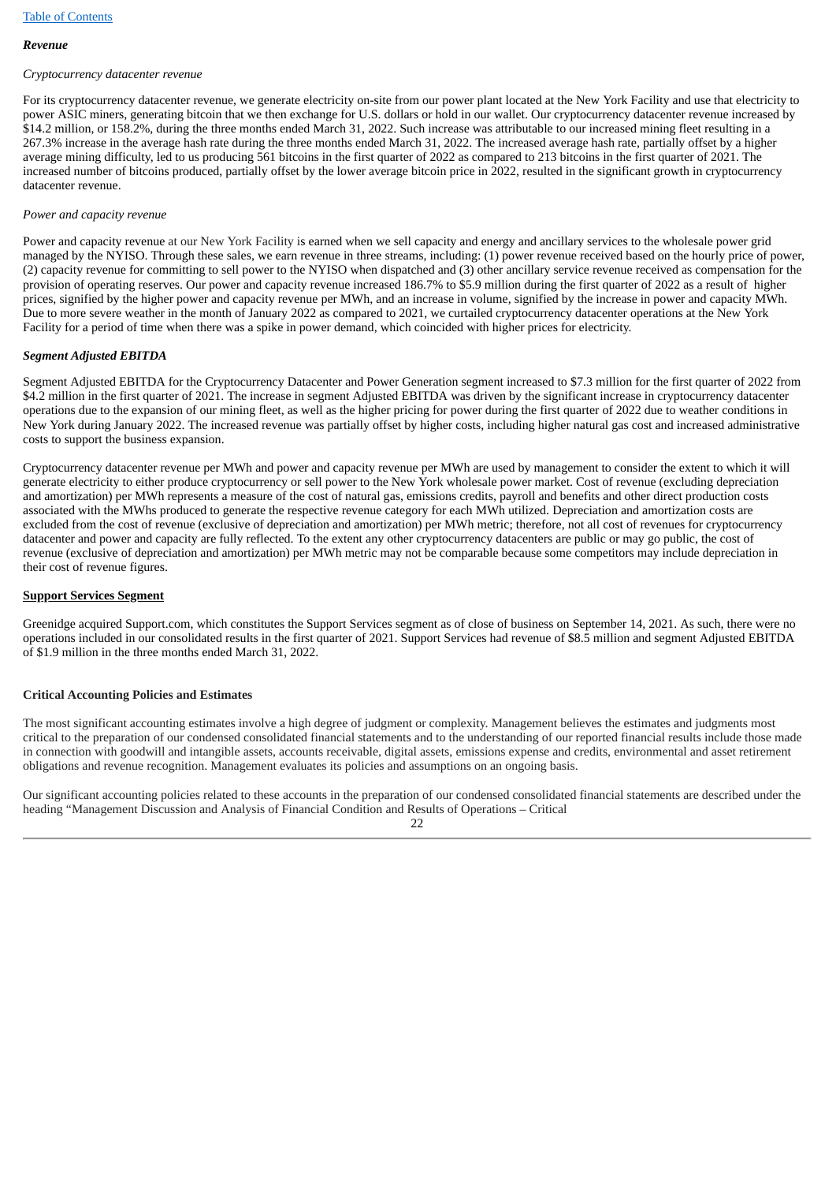***Revenue***

*Cryptocurrency datacenter revenue*

For its cryptocurrency datacenter revenue, we generate electricity on-site from our power plant located at the New York Facility and use that electricity to power ASIC miners, generating bitcoin that we then exchange for U.S. dollars or hold in our wallet. Our cryptocurrency datacenter revenue increased by $14.2 million, or 158.2%, during the three months ended March 31, 2022. Such increase was attributable to our increased mining fleet resulting in a 267.3% increase in the average hash rate during the three months ended March 31, 2022. The increased average hash rate, partially offset by a higher average mining difficulty, led to us producing 561 bitcoins in the first quarter of 2022 as compared to 213 bitcoins in the first quarter of 2021. The increased number of bitcoins produced, partially offset by the lower average bitcoin price in 2022, resulted in the significant growth in cryptocurrency datacenter revenue.

*Power and capacity revenue*

Power and capacity revenue at our New York Facility is earned when we sell capacity and energy and ancillary services to the wholesale power grid managed by the NYISO. Through these sales, we earn revenue in three streams, including: (1) power revenue received based on the hourly price of power, (2) capacity revenue for committing to sell power to the NYISO when dispatched and (3) other ancillary service revenue received as compensation for the provision of operating reserves. Our power and capacity revenue increased 186.7% to $5.9 million during the first quarter of 2022 as a result of higher prices, signified by the higher power and capacity revenue per MWh, and an increase in volume, signified by the increase in power and capacity MWh. Due to more severe weather in the month of January 2022 as compared to 2021, we curtailed cryptocurrency datacenter operations at the New York Facility for a period of time when there was a spike in power demand, which coincided with higher prices for electricity.

***Segment Adjusted EBITDA***

Segment Adjusted EBITDA for the Cryptocurrency Datacenter and Power Generation segment increased to $7.3 million for the first quarter of 2022 from $4.2 million in the first quarter of 2021. The increase in segment Adjusted EBITDA was driven by the significant increase in cryptocurrency datacenter operations due to the expansion of our mining fleet, as well as the higher pricing for power during the first quarter of 2022 due to weather conditions in New York during January 2022. The increased revenue was partially offset by higher costs, including higher natural gas cost and increased administrative costs to support the business expansion.

Cryptocurrency datacenter revenue per MWh and power and capacity revenue per MWh are used by management to consider the extent to which it will generate electricity to either produce cryptocurrency or sell power to the New York wholesale power market. Cost of revenue (excluding depreciation and amortization) per MWh represents a measure of the cost of natural gas, emissions credits, payroll and benefits and other direct production costs associated with the MWhs produced to generate the respective revenue category for each MWh utilized. Depreciation and amortization costs are excluded from the cost of revenue (exclusive of depreciation and amortization) per MWh metric; therefore, not all cost of revenues for cryptocurrency datacenter and power and capacity are fully reflected. To the extent any other cryptocurrency datacenters are public or may go public, the cost of revenue (exclusive of depreciation and amortization) per MWh metric may not be comparable because some competitors may include depreciation in their cost of revenue figures.

**Support Services Segment**

Greenidge acquired Support.com, which constitutes the Support Services segment as of close of business on September 14, 2021. As such, there were no operations included in our consolidated results in the first quarter of 2021. Support Services had revenue of $8.5 million and segment Adjusted EBITDA of $1.9 million in the three months ended March 31, 2022.

**Critical Accounting Policies and Estimates**

The most significant accounting estimates involve a high degree of judgment or complexity. Management believes the estimates and judgments most critical to the preparation of our condensed consolidated financial statements and to the understanding of our reported financial results include those made in connection with goodwill and intangible assets, accounts receivable, digital assets, emissions expense and credits, environmental and asset retirement obligations and revenue recognition. Management evaluates its policies and assumptions on an ongoing basis.

Our significant accounting policies related to these accounts in the preparation of our condensed consolidated financial statements are described under the heading "Management Discussion and Analysis of Financial Condition and Results of Operations – Critical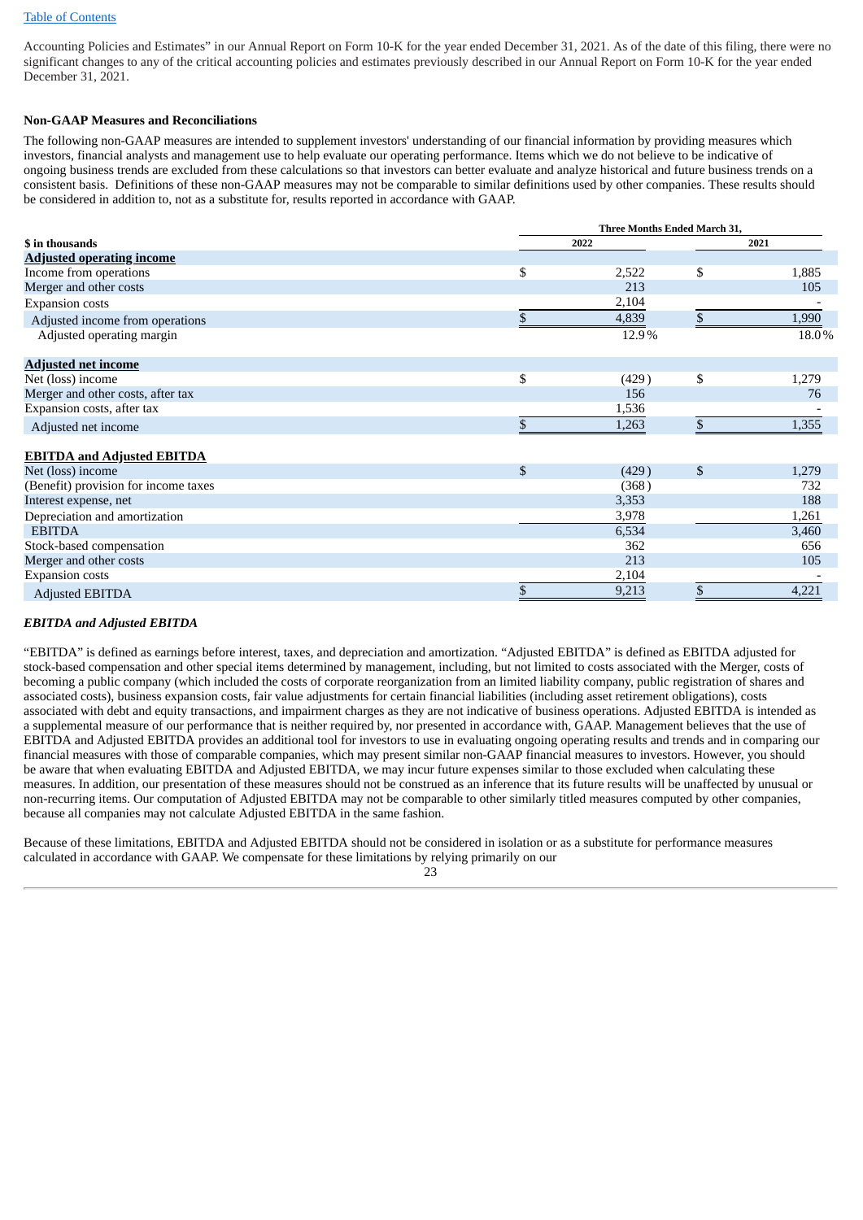Accounting Policies and Estimates" in our Annual Report on Form 10-K for the year ended December 31, 2021. As of the date of this filing, there were no significant changes to any of the critical accounting policies and estimates previously described in our Annual Report on Form 10-K for the year ended December 31, 2021.

**Non-GAAP Measures and Reconciliations**

The following non-GAAP measures are intended to supplement investors' understanding of our financial information by providing measures which investors, financial analysts and management use to help evaluate our operating performance. Items which we do not believe to be indicative of ongoing business trends are excluded from these calculations so that investors can better evaluate and analyze historical and future business trends on a consistent basis. Definitions of these non-GAAP measures may not be comparable to similar definitions used by other companies. These results should be considered in addition to, not as a substitute for, results reported in accordance with GAAP.

| | Three Months Ended March 31, | |
|---|---|---|
| **$ in thousands** | **2022** | **2021** |
| **Adjusted operating income** | | |
| Income from operations | $ 2,522 | $ 1,885 |
| Merger and other costs | 213 | 105 |
| Expansion costs | 2,104 | - |
| Adjusted income from operations | $ 4,839 | $ 1,990 |
| Adjusted operating margin | 12.9% | 18.0% |
| **Adjusted net income** | | |
| Net (loss) income | $ (429) | $ 1,279 |
| Merger and other costs, after tax | 156 | 76 |
| Expansion costs, after tax | 1,536 | - |
| Adjusted net income | $ 1,263 | $ 1,355 |
| **EBITDA and Adjusted EBITDA** | | |
| Net (loss) income | $ (429) | $ 1,279 |
| (Benefit) provision for income taxes | (368) | 732 |
| Interest expense, net | 3,353 | 188 |
| Depreciation and amortization | 3,978 | 1,261 |
| EBITDA | 6,534 | 3,460 |
| Stock-based compensation | 362 | 656 |
| Merger and other costs | 213 | 105 |
| Expansion costs | 2,104 | - |
| Adjusted EBITDA | $ 9,213 | $ 4,221 |

***EBITDA and Adjusted EBITDA***

"EBITDA" is defined as earnings before interest, taxes, and depreciation and amortization. "Adjusted EBITDA" is defined as EBITDA adjusted for stock-based compensation and other special items determined by management, including, but not limited to costs associated with the Merger, costs of becoming a public company (which included the costs of corporate reorganization from an limited liability company, public registration of shares and associated costs), business expansion costs, fair value adjustments for certain financial liabilities (including asset retirement obligations), costs associated with debt and equity transactions, and impairment charges as they are not indicative of business operations. Adjusted EBITDA is intended as a supplemental measure of our performance that is neither required by, nor presented in accordance with, GAAP. Management believes that the use of EBITDA and Adjusted EBITDA provides an additional tool for investors to use in evaluating ongoing operating results and trends and in comparing our financial measures with those of comparable companies, which may present similar non-GAAP financial measures to investors. However, you should be aware that when evaluating EBITDA and Adjusted EBITDA, we may incur future expenses similar to those excluded when calculating these measures. In addition, our presentation of these measures should not be construed as an inference that its future results will be unaffected by unusual or non-recurring items. Our computation of Adjusted EBITDA may not be comparable to other similarly titled measures computed by other companies, because all companies may not calculate Adjusted EBITDA in the same fashion.

Because of these limitations, EBITDA and Adjusted EBITDA should not be considered in isolation or as a substitute for performance measures calculated in accordance with GAAP. We compensate for these limitations by relying primarily on our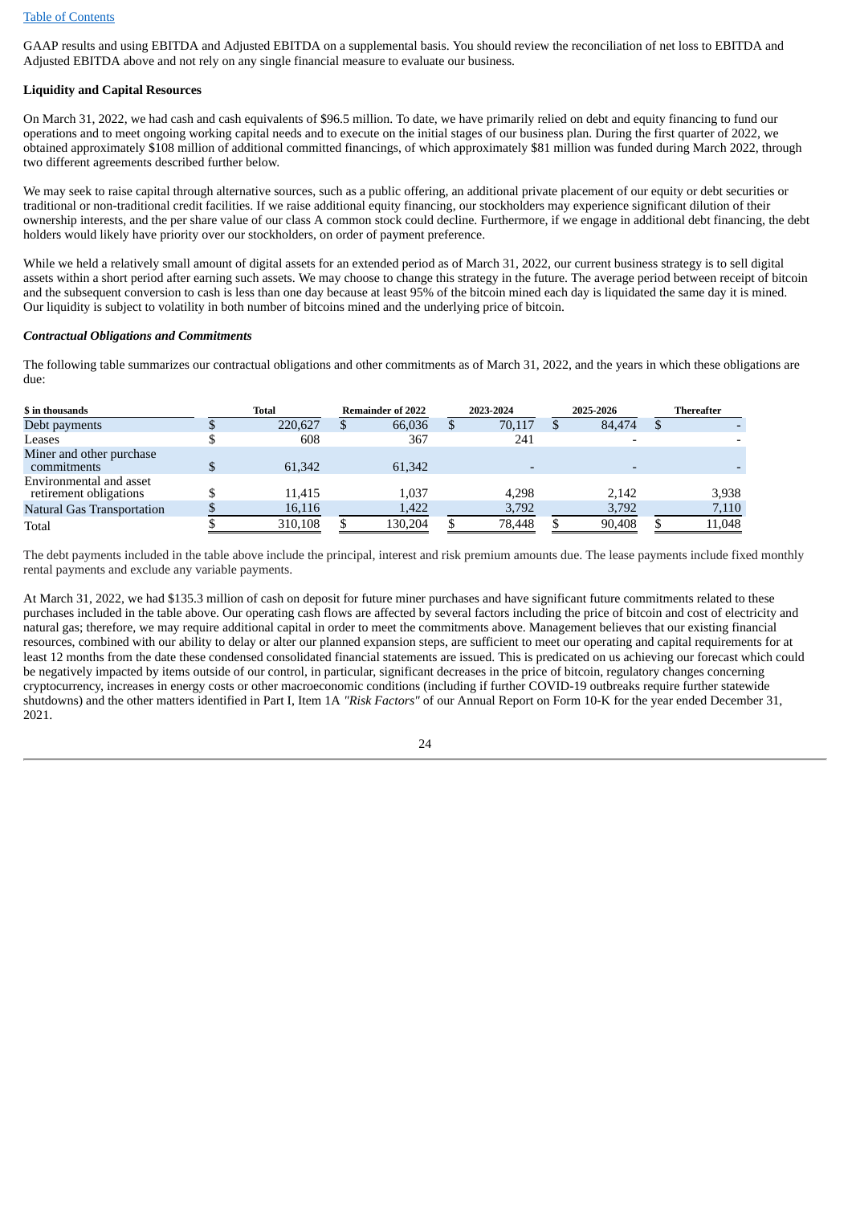GAAP results and using EBITDA and Adjusted EBITDA on a supplemental basis. You should review the reconciliation of net loss to EBITDA and Adjusted EBITDA above and not rely on any single financial measure to evaluate our business.

**Liquidity and Capital Resources**

On March 31, 2022, we had cash and cash equivalents of $96.5 million. To date, we have primarily relied on debt and equity financing to fund our operations and to meet ongoing working capital needs and to execute on the initial stages of our business plan. During the first quarter of 2022, we obtained approximately $108 million of additional committed financings, of which approximately $81 million was funded during March 2022, through two different agreements described further below.

We may seek to raise capital through alternative sources, such as a public offering, an additional private placement of our equity or debt securities or traditional or non-traditional credit facilities. If we raise additional equity financing, our stockholders may experience significant dilution of their ownership interests, and the per share value of our class A common stock could decline. Furthermore, if we engage in additional debt financing, the debt holders would likely have priority over our stockholders, on order of payment preference.

While we held a relatively small amount of digital assets for an extended period as of March 31, 2022, our current business strategy is to sell digital assets within a short period after earning such assets. We may choose to change this strategy in the future. The average period between receipt of bitcoin and the subsequent conversion to cash is less than one day because at least 95% of the bitcoin mined each day is liquidated the same day it is mined. Our liquidity is subject to volatility in both number of bitcoins mined and the underlying price of bitcoin.

***Contractual Obligations and Commitments***

The following table summarizes our contractual obligations and other commitments as of March 31, 2022, and the years in which these obligations are due:

| $ in thousands | Total | Remainder of 2022 | 2023-2024 | 2025-2026 | Thereafter |
|---|---|---|---|---|---|
| Debt payments | $ 220,627 | $ 66,036 | $ 70,117 | $ 84,474 | $ - |
| Leases | $ 608 | 367 | 241 | - | - |
| Miner and other purchase commitments | $ 61,342 | 61,342 | - | - | - |
| Environmental and asset retirement obligations | $ 11,415 | 1,037 | 4,298 | 2,142 | 3,938 |
| Natural Gas Transportation | $ 16,116 | 1,422 | 3,792 | 3,792 | 7,110 |
| Total | $ 310,108 | $ 130,204 | $ 78,448 | $ 90,408 | $ 11,048 |

The debt payments included in the table above include the principal, interest and risk premium amounts due. The lease payments include fixed monthly rental payments and exclude any variable payments.

At March 31, 2022, we had $135.3 million of cash on deposit for future miner purchases and have significant future commitments related to these purchases included in the table above. Our operating cash flows are affected by several factors including the price of bitcoin and cost of electricity and natural gas; therefore, we may require additional capital in order to meet the commitments above. Management believes that our existing financial resources, combined with our ability to delay or alter our planned expansion steps, are sufficient to meet our operating and capital requirements for at least 12 months from the date these condensed consolidated financial statements are issued. This is predicated on us achieving our forecast which could be negatively impacted by items outside of our control, in particular, significant decreases in the price of bitcoin, regulatory changes concerning cryptocurrency, increases in energy costs or other macroeconomic conditions (including if further COVID-19 outbreaks require further statewide shutdowns) and the other matters identified in Part I, Item 1A *"Risk Factors"* of our Annual Report on Form 10-K for the year ended December 31, 2021.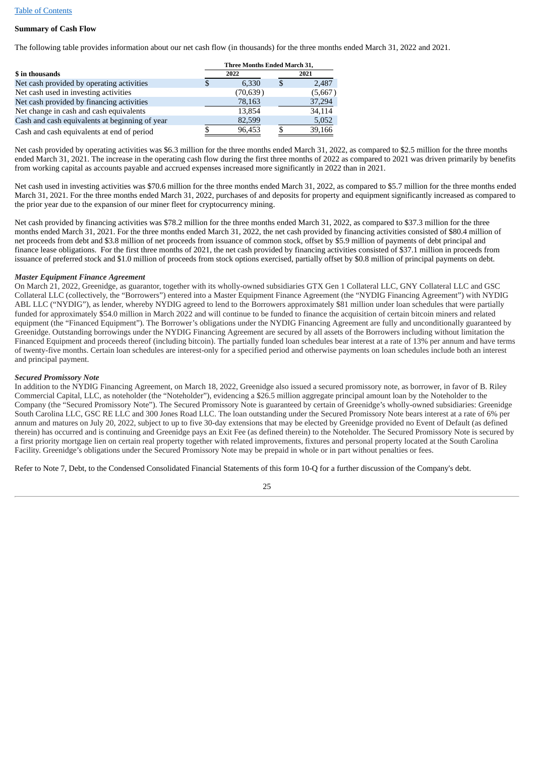**Summary of Cash Flow**

The following table provides information about our net cash flow (in thousands) for the three months ended March 31, 2022 and 2021.

| $ in thousands | Three Months Ended March 31, 2022 | Three Months Ended March 31, 2021 |
|---|---|---|
| Net cash provided by operating activities | $ 6,330 | $ 2,487 |
| Net cash used in investing activities | (70,639) | (5,667) |
| Net cash provided by financing activities | 78,163 | 37,294 |
| Net change in cash and cash equivalents | 13,854 | 34,114 |
| Cash and cash equivalents at beginning of year | 82,599 | 5,052 |
| Cash and cash equivalents at end of period | $ 96,453 | $ 39,166 |

Net cash provided by operating activities was $6.3 million for the three months ended March 31, 2022, as compared to $2.5 million for the three months ended March 31, 2021. The increase in the operating cash flow during the first three months of 2022 as compared to 2021 was driven primarily by benefits from working capital as accounts payable and accrued expenses increased more significantly in 2022 than in 2021.

Net cash used in investing activities was $70.6 million for the three months ended March 31, 2022, as compared to $5.7 million for the three months ended March 31, 2021. For the three months ended March 31, 2022, purchases of and deposits for property and equipment significantly increased as compared to the prior year due to the expansion of our miner fleet for cryptocurrency mining.

Net cash provided by financing activities was $78.2 million for the three months ended March 31, 2022, as compared to $37.3 million for the three months ended March 31, 2021. For the three months ended March 31, 2022, the net cash provided by financing activities consisted of $80.4 million of net proceeds from debt and $3.8 million of net proceeds from issuance of common stock, offset by $5.9 million of payments of debt principal and finance lease obligations. For the first three months of 2021, the net cash provided by financing activities consisted of $37.1 million in proceeds from issuance of preferred stock and $1.0 million of proceeds from stock options exercised, partially offset by $0.8 million of principal payments on debt.

***Master Equipment Finance Agreement***

On March 21, 2022, Greenidge, as guarantor, together with its wholly-owned subsidiaries GTX Gen 1 Collateral LLC, GNY Collateral LLC and GSC Collateral LLC (collectively, the "Borrowers") entered into a Master Equipment Finance Agreement (the "NYDIG Financing Agreement") with NYDIG ABL LLC ("NYDIG"), as lender, whereby NYDIG agreed to lend to the Borrowers approximately $81 million under loan schedules that were partially funded for approximately $54.0 million in March 2022 and will continue to be funded to finance the acquisition of certain bitcoin miners and related equipment (the "Financed Equipment"). The Borrower's obligations under the NYDIG Financing Agreement are fully and unconditionally guaranteed by Greenidge. Outstanding borrowings under the NYDIG Financing Agreement are secured by all assets of the Borrowers including without limitation the Financed Equipment and proceeds thereof (including bitcoin). The partially funded loan schedules bear interest at a rate of 13% per annum and have terms of twenty-five months. Certain loan schedules are interest-only for a specified period and otherwise payments on loan schedules include both an interest and principal payment.

***Secured Promissory Note***

In addition to the NYDIG Financing Agreement, on March 18, 2022, Greenidge also issued a secured promissory note, as borrower, in favor of B. Riley Commercial Capital, LLC, as noteholder (the "Noteholder"), evidencing a $26.5 million aggregate principal amount loan by the Noteholder to the Company (the "Secured Promissory Note"). The Secured Promissory Note is guaranteed by certain of Greenidge's wholly-owned subsidiaries: Greenidge South Carolina LLC, GSC RE LLC and 300 Jones Road LLC. The loan outstanding under the Secured Promissory Note bears interest at a rate of 6% per annum and matures on July 20, 2022, subject to up to five 30-day extensions that may be elected by Greenidge provided no Event of Default (as defined therein) has occurred and is continuing and Greenidge pays an Exit Fee (as defined therein) to the Noteholder. The Secured Promissory Note is secured by a first priority mortgage lien on certain real property together with related improvements, fixtures and personal property located at the South Carolina Facility. Greenidge's obligations under the Secured Promissory Note may be prepaid in whole or in part without penalties or fees.

Refer to Note 7, Debt, to the Condensed Consolidated Financial Statements of this form 10-Q for a further discussion of the Company's debt.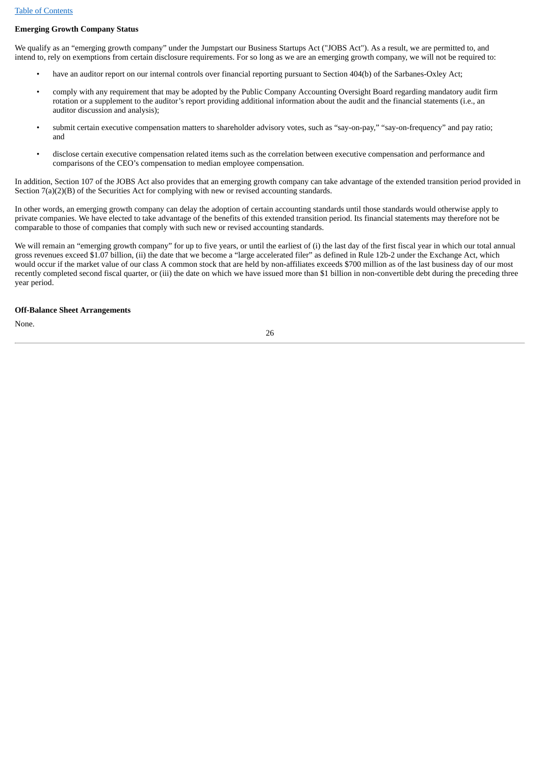**Emerging Growth Company Status**

We qualify as an "emerging growth company" under the Jumpstart our Business Startups Act ("JOBS Act"). As a result, we are permitted to, and intend to, rely on exemptions from certain disclosure requirements. For so long as we are an emerging growth company, we will not be required to:

- have an auditor report on our internal controls over financial reporting pursuant to Section 404(b) of the Sarbanes-Oxley Act;
- comply with any requirement that may be adopted by the Public Company Accounting Oversight Board regarding mandatory audit firm rotation or a supplement to the auditor's report providing additional information about the audit and the financial statements (i.e., an auditor discussion and analysis);
- submit certain executive compensation matters to shareholder advisory votes, such as "say-on-pay," "say-on-frequency" and pay ratio; and
- disclose certain executive compensation related items such as the correlation between executive compensation and performance and comparisons of the CEO's compensation to median employee compensation.

In addition, Section 107 of the JOBS Act also provides that an emerging growth company can take advantage of the extended transition period provided in Section 7(a)(2)(B) of the Securities Act for complying with new or revised accounting standards.

In other words, an emerging growth company can delay the adoption of certain accounting standards until those standards would otherwise apply to private companies. We have elected to take advantage of the benefits of this extended transition period. Its financial statements may therefore not be comparable to those of companies that comply with such new or revised accounting standards.

We will remain an "emerging growth company" for up to five years, or until the earliest of (i) the last day of the first fiscal year in which our total annual gross revenues exceed $1.07 billion, (ii) the date that we become a "large accelerated filer" as defined in Rule 12b-2 under the Exchange Act, which would occur if the market value of our class A common stock that are held by non-affiliates exceeds $700 million as of the last business day of our most recently completed second fiscal quarter, or (iii) the date on which we have issued more than $1 billion in non-convertible debt during the preceding three year period.

**Off-Balance Sheet Arrangements**

None.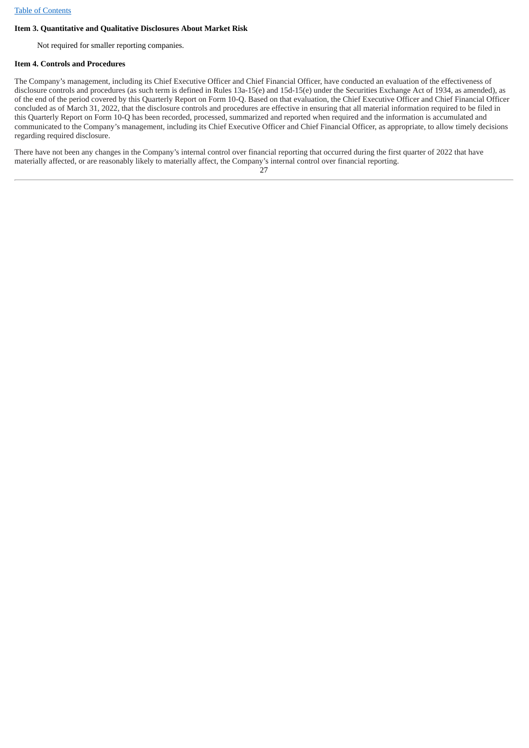### Item 3. Quantitative and Qualitative Disclosures About Market Risk

Not required for smaller reporting companies.

### Item 4. Controls and Procedures

The Company's management, including its Chief Executive Officer and Chief Financial Officer, have conducted an evaluation of the effectiveness of disclosure controls and procedures (as such term is defined in Rules 13a-15(e) and 15d-15(e) under the Securities Exchange Act of 1934, as amended), as of the end of the period covered by this Quarterly Report on Form 10-Q. Based on that evaluation, the Chief Executive Officer and Chief Financial Officer concluded as of March 31, 2022, that the disclosure controls and procedures are effective in ensuring that all material information required to be filed in this Quarterly Report on Form 10-Q has been recorded, processed, summarized and reported when required and the information is accumulated and communicated to the Company's management, including its Chief Executive Officer and Chief Financial Officer, as appropriate, to allow timely decisions regarding required disclosure.

There have not been any changes in the Company's internal control over financial reporting that occurred during the first quarter of 2022 that have materially affected, or are reasonably likely to materially affect, the Company's internal control over financial reporting.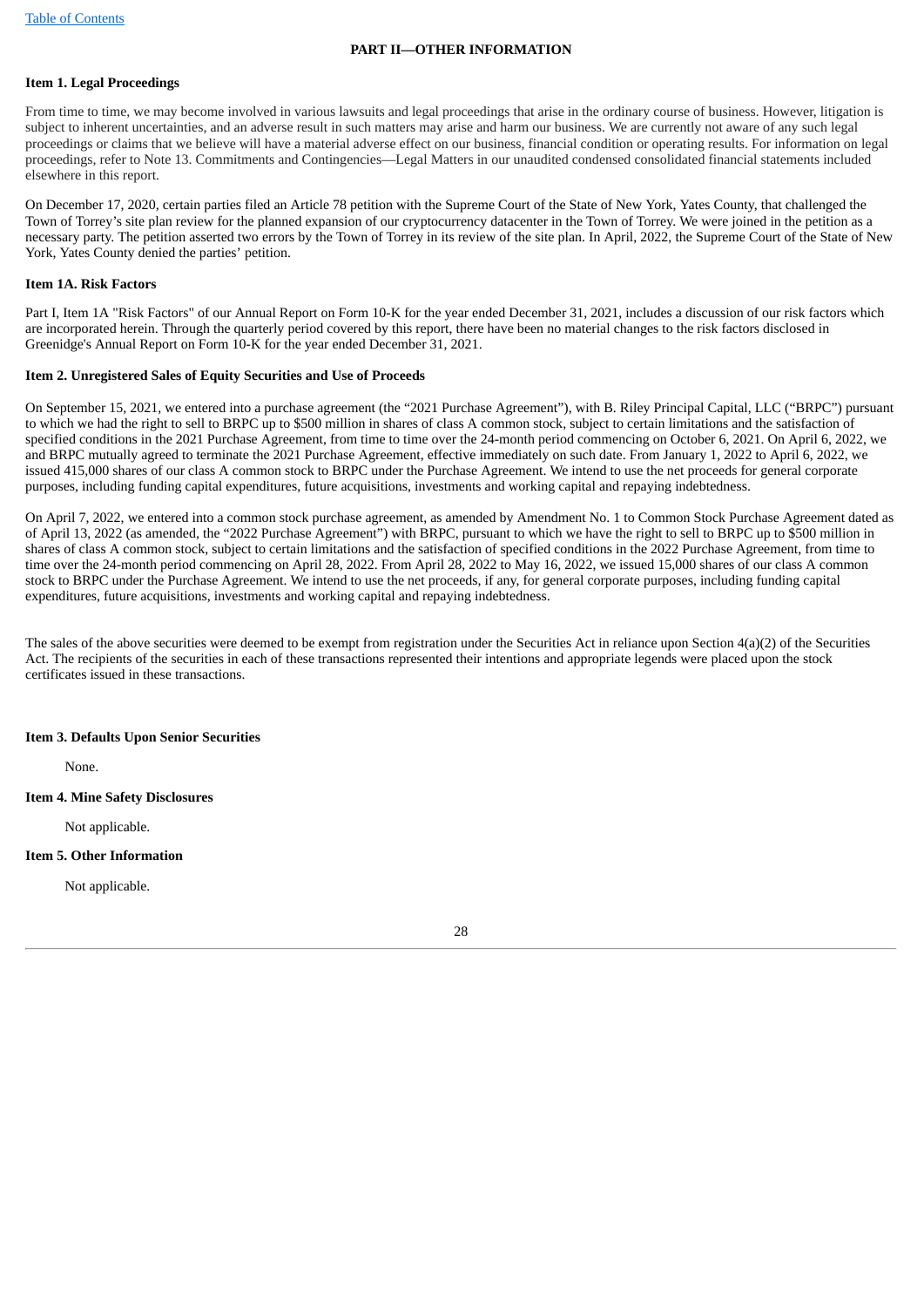## PART II—OTHER INFORMATION

### Item 1. Legal Proceedings

From time to time, we may become involved in various lawsuits and legal proceedings that arise in the ordinary course of business. However, litigation is subject to inherent uncertainties, and an adverse result in such matters may arise and harm our business. We are currently not aware of any such legal proceedings or claims that we believe will have a material adverse effect on our business, financial condition or operating results. For information on legal proceedings, refer to Note 13. Commitments and Contingencies—Legal Matters in our unaudited condensed consolidated financial statements included elsewhere in this report.

On December 17, 2020, certain parties filed an Article 78 petition with the Supreme Court of the State of New York, Yates County, that challenged the Town of Torrey's site plan review for the planned expansion of our cryptocurrency datacenter in the Town of Torrey. We were joined in the petition as a necessary party. The petition asserted two errors by the Town of Torrey in its review of the site plan. In April, 2022, the Supreme Court of the State of New York, Yates County denied the parties' petition.

### Item 1A. Risk Factors

Part I, Item 1A "Risk Factors" of our Annual Report on Form 10-K for the year ended December 31, 2021, includes a discussion of our risk factors which are incorporated herein. Through the quarterly period covered by this report, there have been no material changes to the risk factors disclosed in Greenidge's Annual Report on Form 10-K for the year ended December 31, 2021.

### Item 2. Unregistered Sales of Equity Securities and Use of Proceeds

On September 15, 2021, we entered into a purchase agreement (the "2021 Purchase Agreement"), with B. Riley Principal Capital, LLC ("BRPC") pursuant to which we had the right to sell to BRPC up to $500 million in shares of class A common stock, subject to certain limitations and the satisfaction of specified conditions in the 2021 Purchase Agreement, from time to time over the 24-month period commencing on October 6, 2021. On April 6, 2022, we and BRPC mutually agreed to terminate the 2021 Purchase Agreement, effective immediately on such date. From January 1, 2022 to April 6, 2022, we issued 415,000 shares of our class A common stock to BRPC under the Purchase Agreement. We intend to use the net proceeds for general corporate purposes, including funding capital expenditures, future acquisitions, investments and working capital and repaying indebtedness.

On April 7, 2022, we entered into a common stock purchase agreement, as amended by Amendment No. 1 to Common Stock Purchase Agreement dated as of April 13, 2022 (as amended, the "2022 Purchase Agreement") with BRPC, pursuant to which we have the right to sell to BRPC up to $500 million in shares of class A common stock, subject to certain limitations and the satisfaction of specified conditions in the 2022 Purchase Agreement, from time to time over the 24-month period commencing on April 28, 2022. From April 28, 2022 to May 16, 2022, we issued 15,000 shares of our class A common stock to BRPC under the Purchase Agreement. We intend to use the net proceeds, if any, for general corporate purposes, including funding capital expenditures, future acquisitions, investments and working capital and repaying indebtedness.

The sales of the above securities were deemed to be exempt from registration under the Securities Act in reliance upon Section 4(a)(2) of the Securities Act. The recipients of the securities in each of these transactions represented their intentions and appropriate legends were placed upon the stock certificates issued in these transactions.

### Item 3. Defaults Upon Senior Securities

None.

### Item 4. Mine Safety Disclosures

Not applicable.

### Item 5. Other Information

Not applicable.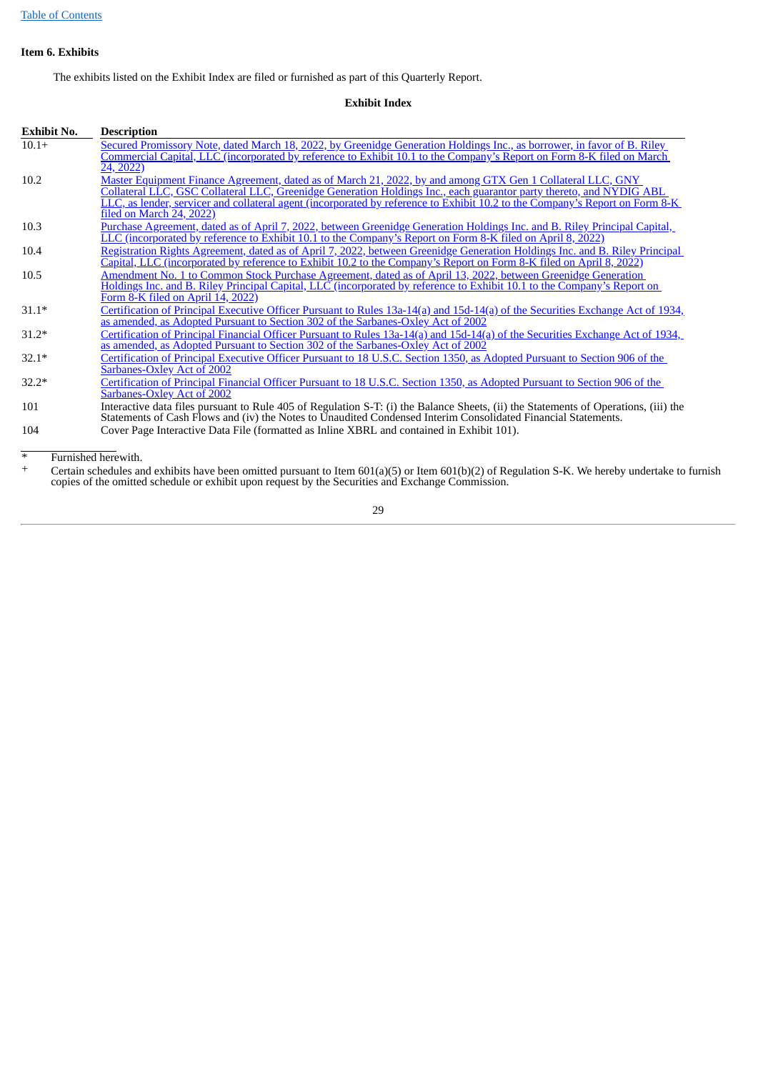## Item 6. Exhibits

The exhibits listed on the Exhibit Index are filed or furnished as part of this Quarterly Report.

**Exhibit Index**

| Exhibit No. | Description |
|---|---|
| 10.1+ | Secured Promissory Note, dated March 18, 2022, by Greenidge Generation Holdings Inc., as borrower, in favor of B. Riley Commercial Capital, LLC (incorporated by reference to Exhibit 10.1 to the Company's Report on Form 8-K filed on March 24, 2022) |
| 10.2 | Master Equipment Finance Agreement, dated as of March 21, 2022, by and among GTX Gen 1 Collateral LLC, GNY Collateral LLC, GSC Collateral LLC, Greenidge Generation Holdings Inc., each guarantor party thereto, and NYDIG ABL LLC, as lender, servicer and collateral agent (incorporated by reference to Exhibit 10.2 to the Company's Report on Form 8-K filed on March 24, 2022) |
| 10.3 | Purchase Agreement, dated as of April 7, 2022, between Greenidge Generation Holdings Inc. and B. Riley Principal Capital, LLC (incorporated by reference to Exhibit 10.1 to the Company's Report on Form 8-K filed on April 8, 2022) |
| 10.4 | Registration Rights Agreement, dated as of April 7, 2022, between Greenidge Generation Holdings Inc. and B. Riley Principal Capital, LLC (incorporated by reference to Exhibit 10.2 to the Company's Report on Form 8-K filed on April 8, 2022) |
| 10.5 | Amendment No. 1 to Common Stock Purchase Agreement, dated as of April 13, 2022, between Greenidge Generation Holdings Inc. and B. Riley Principal Capital, LLC (incorporated by reference to Exhibit 10.1 to the Company's Report on Form 8-K filed on April 14, 2022) |
| 31.1* | Certification of Principal Executive Officer Pursuant to Rules 13a-14(a) and 15d-14(a) of the Securities Exchange Act of 1934, as amended, as Adopted Pursuant to Section 302 of the Sarbanes-Oxley Act of 2002 |
| 31.2* | Certification of Principal Financial Officer Pursuant to Rules 13a-14(a) and 15d-14(a) of the Securities Exchange Act of 1934, as amended, as Adopted Pursuant to Section 302 of the Sarbanes-Oxley Act of 2002 |
| 32.1* | Certification of Principal Executive Officer Pursuant to 18 U.S.C. Section 1350, as Adopted Pursuant to Section 906 of the Sarbanes-Oxley Act of 2002 |
| 32.2* | Certification of Principal Financial Officer Pursuant to 18 U.S.C. Section 1350, as Adopted Pursuant to Section 906 of the Sarbanes-Oxley Act of 2002 |
| 101 | Interactive data files pursuant to Rule 405 of Regulation S-T: (i) the Balance Sheets, (ii) the Statements of Operations, (iii) the Statements of Cash Flows and (iv) the Notes to Unaudited Condensed Interim Consolidated Financial Statements. |
| 104 | Cover Page Interactive Data File (formatted as Inline XBRL and contained in Exhibit 101). |

\* Furnished herewith.

\+ Certain schedules and exhibits have been omitted pursuant to Item 601(a)(5) or Item 601(b)(2) of Regulation S-K. We hereby undertake to furnish copies of the omitted schedule or exhibit upon request by the Securities and Exchange Commission.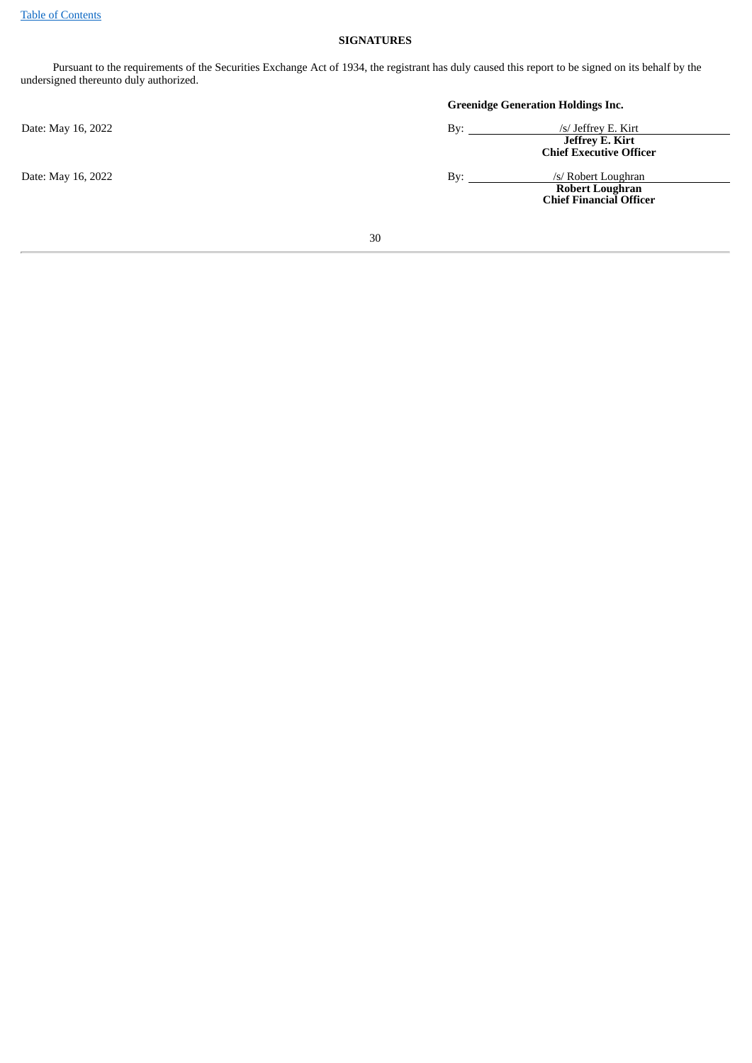## SIGNATURES

Pursuant to the requirements of the Securities Exchange Act of 1934, the registrant has duly caused this report to be signed on its behalf by the undersigned thereunto duly authorized.

**Greenidge Generation Holdings Inc.**

Date: May 16, 2022

By: /s/ Jeffrey E. Kirt
**Jeffrey E. Kirt**
**Chief Executive Officer**

Date: May 16, 2022

By: /s/ Robert Loughran
**Robert Loughran**
**Chief Financial Officer**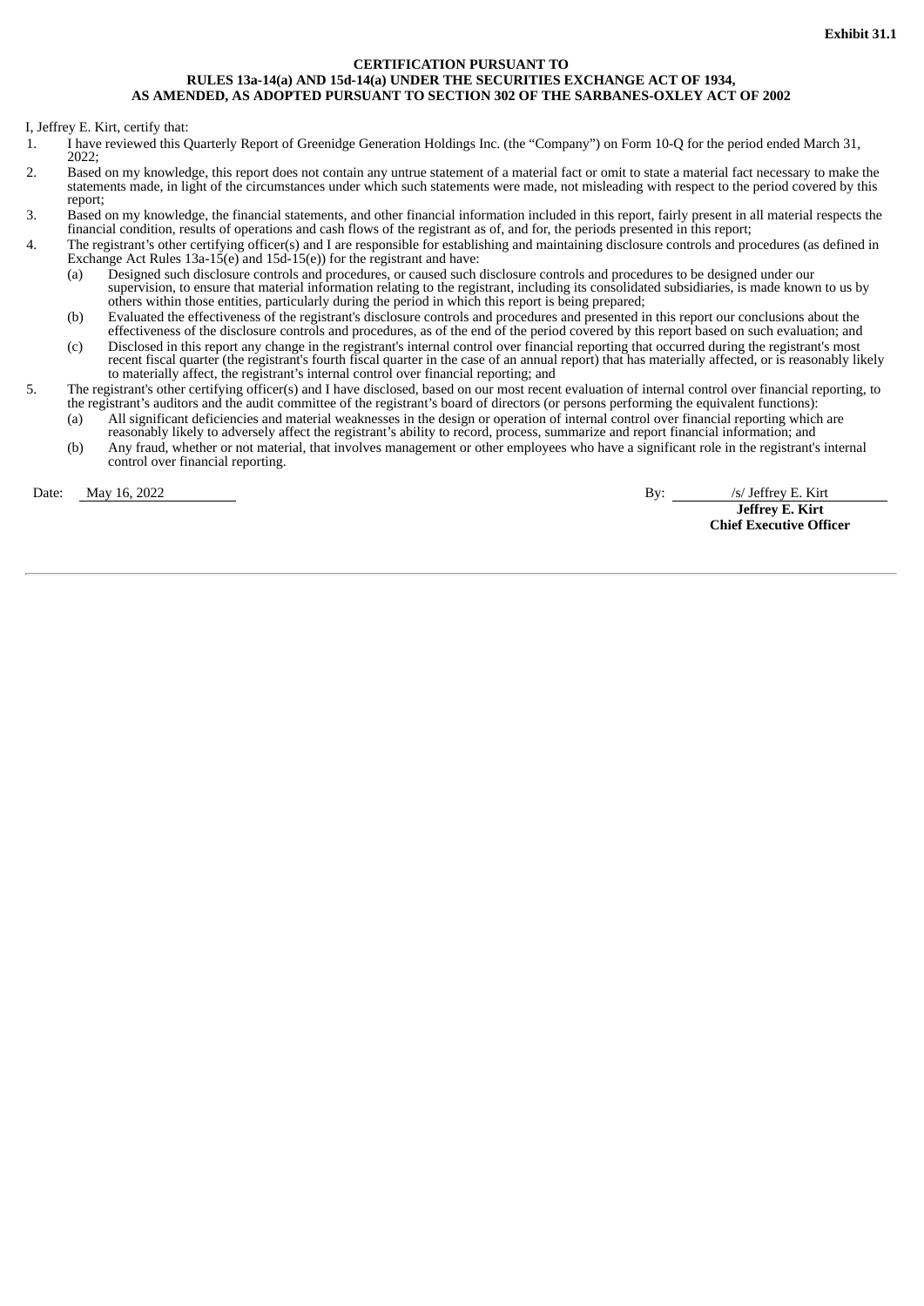**Exhibit 31.1**

**CERTIFICATION PURSUANT TO**
**RULES 13a-14(a) AND 15d-14(a) UNDER THE SECURITIES EXCHANGE ACT OF 1934,**
**AS AMENDED, AS ADOPTED PURSUANT TO SECTION 302 OF THE SARBANES-OXLEY ACT OF 2002**

I, Jeffrey E. Kirt, certify that:

1. I have reviewed this Quarterly Report of Greenidge Generation Holdings Inc. (the "Company") on Form 10-Q for the period ended March 31, 2022;
2. Based on my knowledge, this report does not contain any untrue statement of a material fact or omit to state a material fact necessary to make the statements made, in light of the circumstances under which such statements were made, not misleading with respect to the period covered by this report;
3. Based on my knowledge, the financial statements, and other financial information included in this report, fairly present in all material respects the financial condition, results of operations and cash flows of the registrant as of, and for, the periods presented in this report;
4. The registrant's other certifying officer(s) and I are responsible for establishing and maintaining disclosure controls and procedures (as defined in Exchange Act Rules 13a-15(e) and 15d-15(e)) for the registrant and have:
   (a) Designed such disclosure controls and procedures, or caused such disclosure controls and procedures to be designed under our supervision, to ensure that material information relating to the registrant, including its consolidated subsidiaries, is made known to us by others within those entities, particularly during the period in which this report is being prepared;
   (b) Evaluated the effectiveness of the registrant's disclosure controls and procedures and presented in this report our conclusions about the effectiveness of the disclosure controls and procedures, as of the end of the period covered by this report based on such evaluation; and
   (c) Disclosed in this report any change in the registrant's internal control over financial reporting that occurred during the registrant's most recent fiscal quarter (the registrant's fourth fiscal quarter in the case of an annual report) that has materially affected, or is reasonably likely to materially affect, the registrant's internal control over financial reporting; and
5. The registrant's other certifying officer(s) and I have disclosed, based on our most recent evaluation of internal control over financial reporting, to the registrant's auditors and the audit committee of the registrant's board of directors (or persons performing the equivalent functions):
   (a) All significant deficiencies and material weaknesses in the design or operation of internal control over financial reporting which are reasonably likely to adversely affect the registrant's ability to record, process, summarize and report financial information; and
   (b) Any fraud, whether or not material, that involves management or other employees who have a significant role in the registrant's internal control over financial reporting.

Date: May 16, 2022

By: /s/ Jeffrey E. Kirt
**Jeffrey E. Kirt**
**Chief Executive Officer**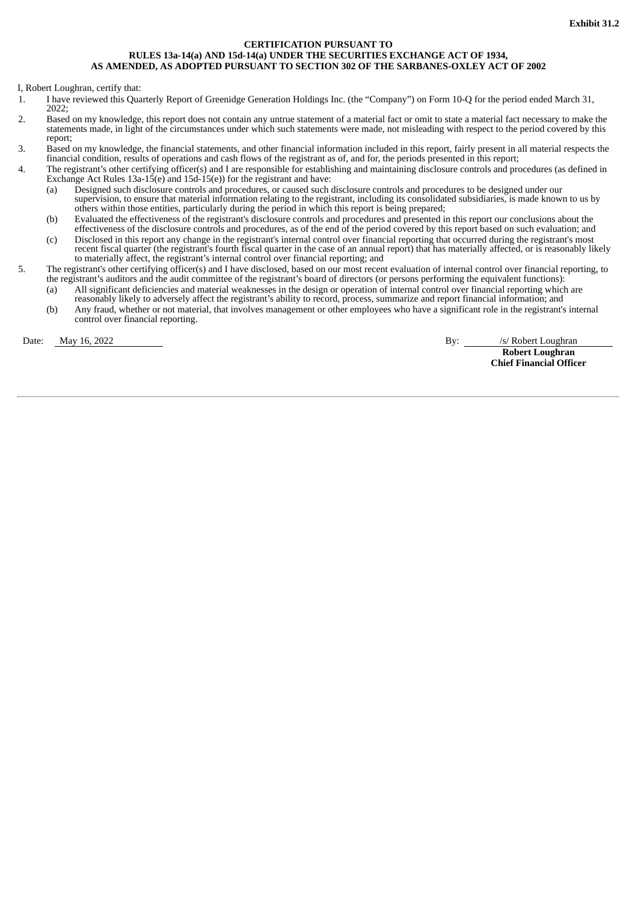**Exhibit 31.2**

**CERTIFICATION PURSUANT TO**
**RULES 13a-14(a) AND 15d-14(a) UNDER THE SECURITIES EXCHANGE ACT OF 1934,**
**AS AMENDED, AS ADOPTED PURSUANT TO SECTION 302 OF THE SARBANES-OXLEY ACT OF 2002**

I, Robert Loughran, certify that:

1. I have reviewed this Quarterly Report of Greenidge Generation Holdings Inc. (the "Company") on Form 10-Q for the period ended March 31, 2022;
2. Based on my knowledge, this report does not contain any untrue statement of a material fact or omit to state a material fact necessary to make the statements made, in light of the circumstances under which such statements were made, not misleading with respect to the period covered by this report;
3. Based on my knowledge, the financial statements, and other financial information included in this report, fairly present in all material respects the financial condition, results of operations and cash flows of the registrant as of, and for, the periods presented in this report;
4. The registrant's other certifying officer(s) and I are responsible for establishing and maintaining disclosure controls and procedures (as defined in Exchange Act Rules 13a-15(e) and 15d-15(e)) for the registrant and have:
   (a) Designed such disclosure controls and procedures, or caused such disclosure controls and procedures to be designed under our supervision, to ensure that material information relating to the registrant, including its consolidated subsidiaries, is made known to us by others within those entities, particularly during the period in which this report is being prepared;
   (b) Evaluated the effectiveness of the registrant's disclosure controls and procedures and presented in this report our conclusions about the effectiveness of the disclosure controls and procedures, as of the end of the period covered by this report based on such evaluation; and
   (c) Disclosed in this report any change in the registrant's internal control over financial reporting that occurred during the registrant's most recent fiscal quarter (the registrant's fourth fiscal quarter in the case of an annual report) that has materially affected, or is reasonably likely to materially affect, the registrant's internal control over financial reporting; and
5. The registrant's other certifying officer(s) and I have disclosed, based on our most recent evaluation of internal control over financial reporting, to the registrant's auditors and the audit committee of the registrant's board of directors (or persons performing the equivalent functions):
   (a) All significant deficiencies and material weaknesses in the design or operation of internal control over financial reporting which are reasonably likely to adversely affect the registrant's ability to record, process, summarize and report financial information; and
   (b) Any fraud, whether or not material, that involves management or other employees who have a significant role in the registrant's internal control over financial reporting.

Date: May 16, 2022

By: /s/ Robert Loughran
**Robert Loughran**
**Chief Financial Officer**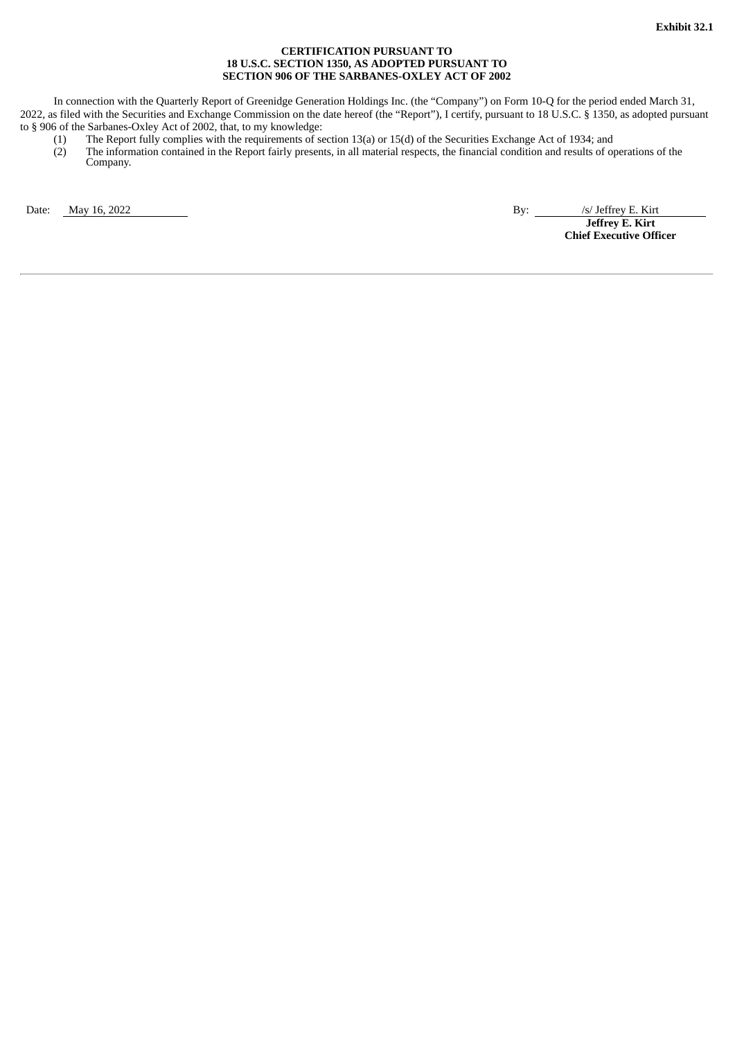**Exhibit 32.1**

**CERTIFICATION PURSUANT TO**
**18 U.S.C. SECTION 1350, AS ADOPTED PURSUANT TO**
**SECTION 906 OF THE SARBANES-OXLEY ACT OF 2002**

In connection with the Quarterly Report of Greenidge Generation Holdings Inc. (the "Company") on Form 10-Q for the period ended March 31, 2022, as filed with the Securities and Exchange Commission on the date hereof (the "Report"), I certify, pursuant to 18 U.S.C. § 1350, as adopted pursuant to § 906 of the Sarbanes-Oxley Act of 2002, that, to my knowledge:

(1) The Report fully complies with the requirements of section 13(a) or 15(d) of the Securities Exchange Act of 1934; and

(2) The information contained in the Report fairly presents, in all material respects, the financial condition and results of operations of the Company.

Date: May 16, 2022

By: /s/ Jeffrey E. Kirt
**Jeffrey E. Kirt**
**Chief Executive Officer**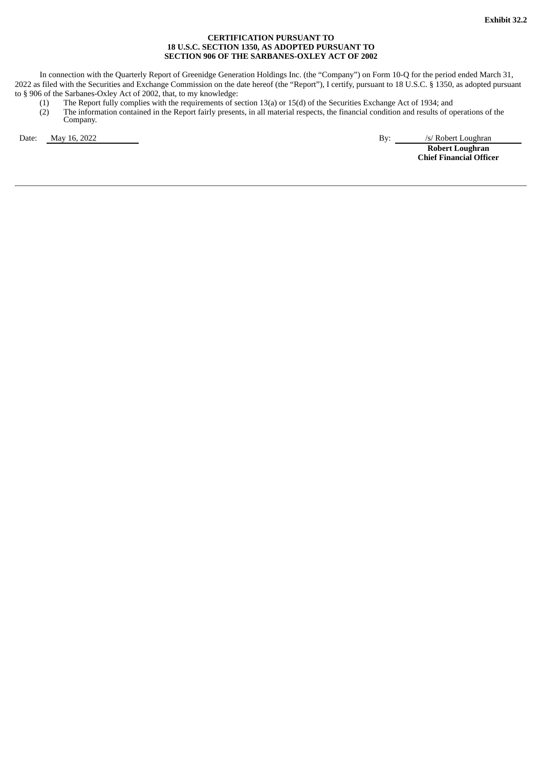**Exhibit 32.2**

**CERTIFICATION PURSUANT TO**
**18 U.S.C. SECTION 1350, AS ADOPTED PURSUANT TO**
**SECTION 906 OF THE SARBANES-OXLEY ACT OF 2002**

In connection with the Quarterly Report of Greenidge Generation Holdings Inc. (the "Company") on Form 10-Q for the period ended March 31, 2022 as filed with the Securities and Exchange Commission on the date hereof (the "Report"), I certify, pursuant to 18 U.S.C. § 1350, as adopted pursuant to § 906 of the Sarbanes-Oxley Act of 2002, that, to my knowledge:

(1) The Report fully complies with the requirements of section 13(a) or 15(d) of the Securities Exchange Act of 1934; and

(2) The information contained in the Report fairly presents, in all material respects, the financial condition and results of operations of the Company.

Date: May 16, 2022

By: /s/ Robert Loughran

**Robert Loughran**
**Chief Financial Officer**